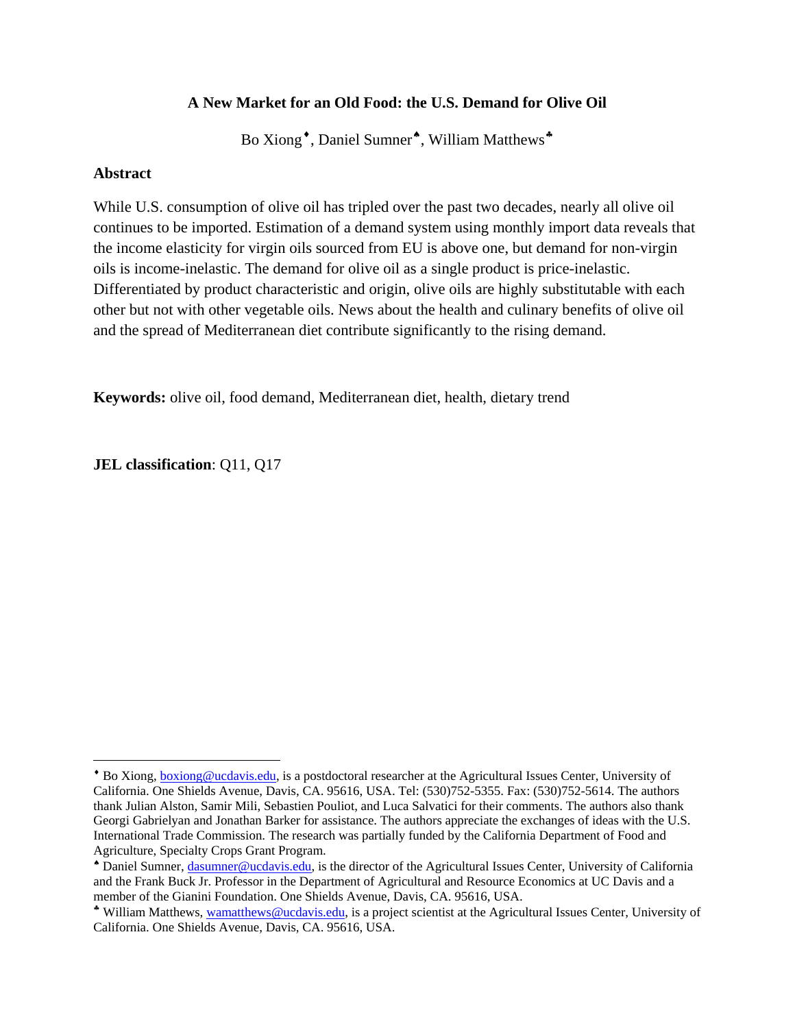# A New Market for an Old Food: the U.S. Demand for Olive Oil

Bo Xiong[♦], Daniel Sumner[♠], William Matthews[♣]

## Abstract

While U.S. consumption of olive oil has tripled over the past two decades, nearly all olive oil continues to be imported. Estimation of a demand system using monthly import data reveals that the income elasticity for virgin oils sourced from EU is above one, but demand for non-virgin oils is income-inelastic. The demand for olive oil as a single product is price-inelastic. Differentiated by product characteristic and origin, olive oils are highly substitutable with each other but not with other vegetable oils. News about the health and culinary benefits of olive oil and the spread of Mediterranean diet contribute significantly to the rising demand.

**Keywords:** olive oil, food demand, Mediterranean diet, health, dietary trend

**JEL classification**: Q11, Q17

---

[♦] Bo Xiong, boxiong@ucdavis.edu, is a postdoctoral researcher at the Agricultural Issues Center, University of California. One Shields Avenue, Davis, CA. 95616, USA. Tel: (530)752-5355. Fax: (530)752-5614. The authors thank Julian Alston, Samir Mili, Sebastien Pouliot, and Luca Salvatici for their comments. The authors also thank Georgi Gabrielyan and Jonathan Barker for assistance. The authors appreciate the exchanges of ideas with the U.S. International Trade Commission. The research was partially funded by the California Department of Food and Agriculture, Specialty Crops Grant Program.

[♠] Daniel Sumner, dasumner@ucdavis.edu, is the director of the Agricultural Issues Center, University of California and the Frank Buck Jr. Professor in the Department of Agricultural and Resource Economics at UC Davis and a member of the Gianini Foundation. One Shields Avenue, Davis, CA. 95616, USA.

[♣] William Matthews, wamatthews@ucdavis.edu, is a project scientist at the Agricultural Issues Center, University of California. One Shields Avenue, Davis, CA. 95616, USA.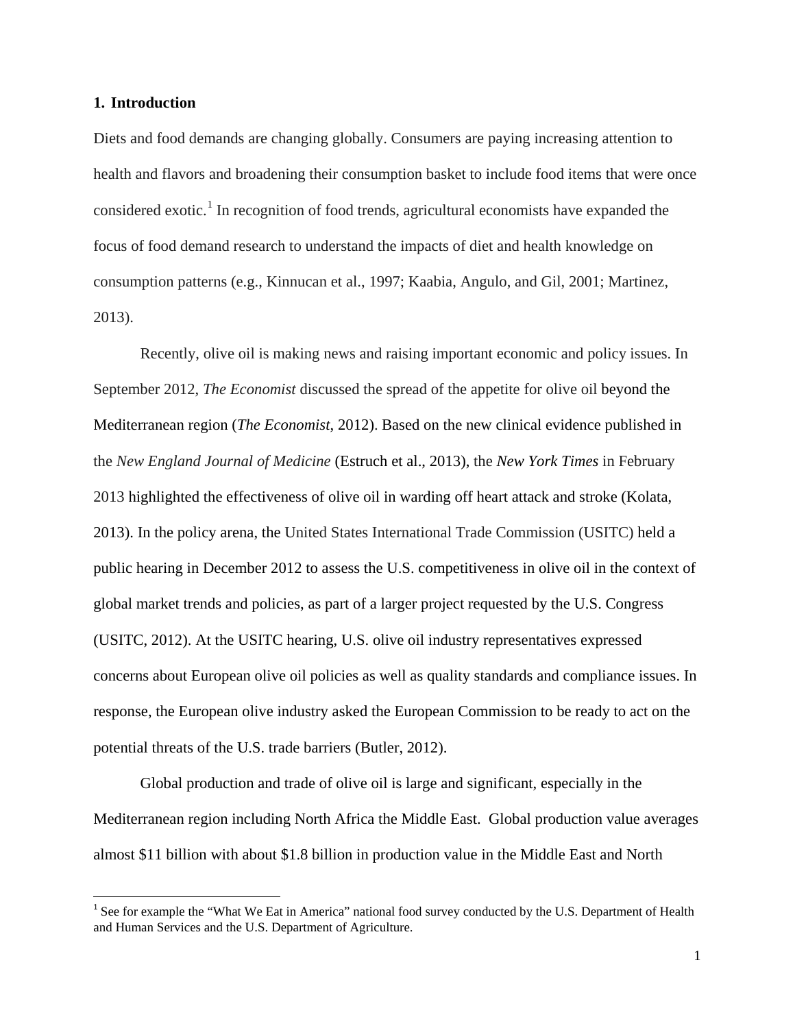## 1. Introduction

Diets and food demands are changing globally. Consumers are paying increasing attention to health and flavors and broadening their consumption basket to include food items that were once considered exotic.[1] In recognition of food trends, agricultural economists have expanded the focus of food demand research to understand the impacts of diet and health knowledge on consumption patterns (e.g., Kinnucan et al., 1997; Kaabia, Angulo, and Gil, 2001; Martinez, 2013).

Recently, olive oil is making news and raising important economic and policy issues. In September 2012, *The Economist* discussed the spread of the appetite for olive oil beyond the Mediterranean region (*The Economist*, 2012). Based on the new clinical evidence published in the *New England Journal of Medicine* (Estruch et al., 2013), the *New York Times* in February 2013 highlighted the effectiveness of olive oil in warding off heart attack and stroke (Kolata, 2013). In the policy arena, the United States International Trade Commission (USITC) held a public hearing in December 2012 to assess the U.S. competitiveness in olive oil in the context of global market trends and policies, as part of a larger project requested by the U.S. Congress (USITC, 2012). At the USITC hearing, U.S. olive oil industry representatives expressed concerns about European olive oil policies as well as quality standards and compliance issues. In response, the European olive industry asked the European Commission to be ready to act on the potential threats of the U.S. trade barriers (Butler, 2012).

Global production and trade of olive oil is large and significant, especially in the Mediterranean region including North Africa the Middle East. Global production value averages almost $11 billion with about $1.8 billion in production value in the Middle East and North

[1] See for example the "What We Eat in America" national food survey conducted by the U.S. Department of Health and Human Services and the U.S. Department of Agriculture.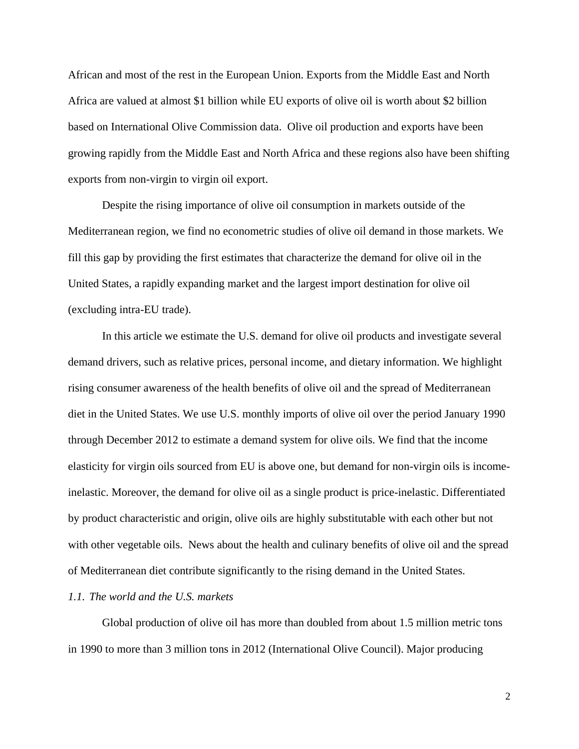African and most of the rest in the European Union. Exports from the Middle East and North Africa are valued at almost $1 billion while EU exports of olive oil is worth about $2 billion based on International Olive Commission data. Olive oil production and exports have been growing rapidly from the Middle East and North Africa and these regions also have been shifting exports from non-virgin to virgin oil export.

Despite the rising importance of olive oil consumption in markets outside of the Mediterranean region, we find no econometric studies of olive oil demand in those markets. We fill this gap by providing the first estimates that characterize the demand for olive oil in the United States, a rapidly expanding market and the largest import destination for olive oil (excluding intra-EU trade).

In this article we estimate the U.S. demand for olive oil products and investigate several demand drivers, such as relative prices, personal income, and dietary information. We highlight rising consumer awareness of the health benefits of olive oil and the spread of Mediterranean diet in the United States. We use U.S. monthly imports of olive oil over the period January 1990 through December 2012 to estimate a demand system for olive oils. We find that the income elasticity for virgin oils sourced from EU is above one, but demand for non-virgin oils is income-inelastic. Moreover, the demand for olive oil as a single product is price-inelastic. Differentiated by product characteristic and origin, olive oils are highly substitutable with each other but not with other vegetable oils. News about the health and culinary benefits of olive oil and the spread of Mediterranean diet contribute significantly to the rising demand in the United States.

### *1.1. The world and the U.S. markets*

Global production of olive oil has more than doubled from about 1.5 million metric tons in 1990 to more than 3 million tons in 2012 (International Olive Council). Major producing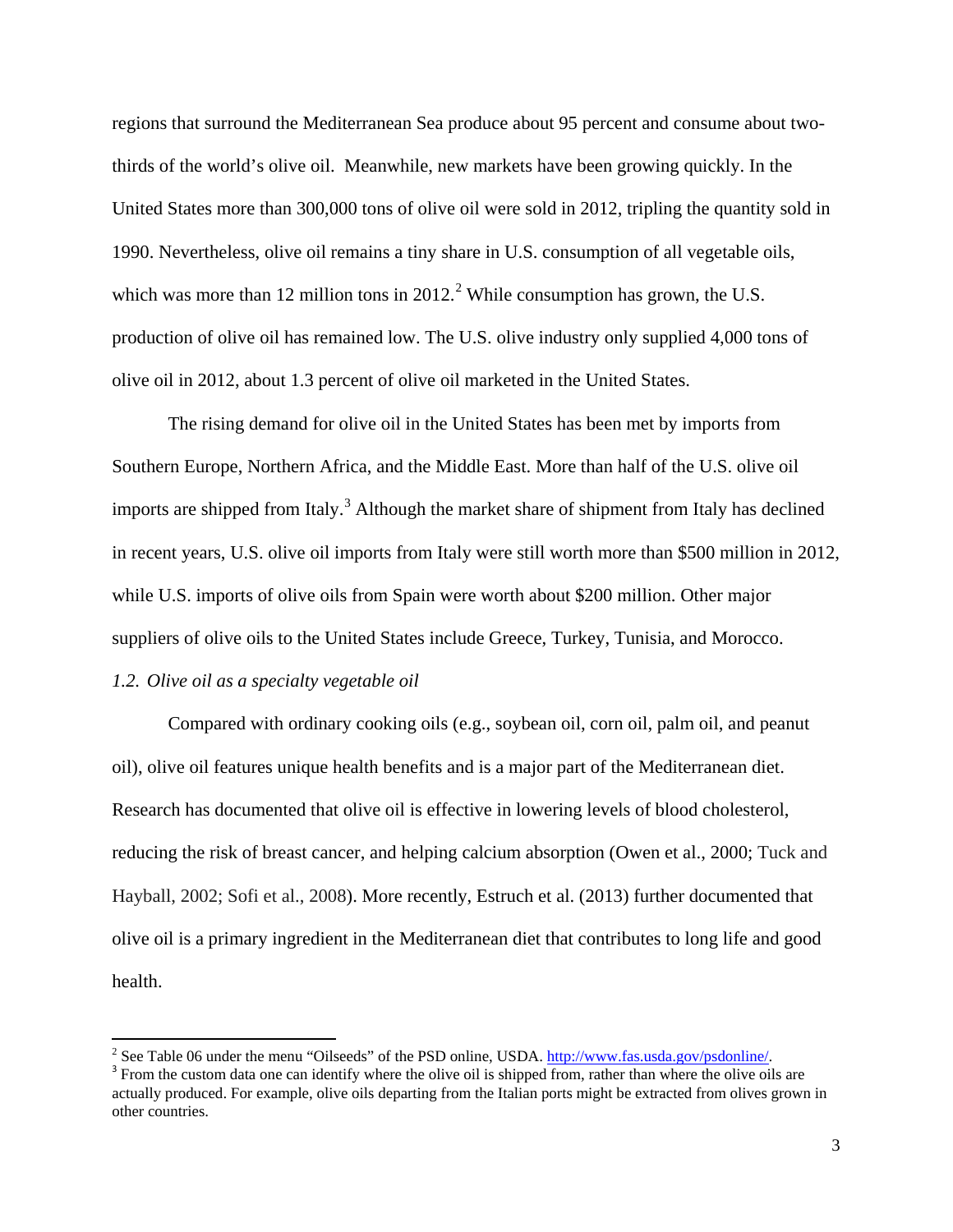regions that surround the Mediterranean Sea produce about 95 percent and consume about two-thirds of the world's olive oil. Meanwhile, new markets have been growing quickly. In the United States more than 300,000 tons of olive oil were sold in 2012, tripling the quantity sold in 1990. Nevertheless, olive oil remains a tiny share in U.S. consumption of all vegetable oils, which was more than 12 million tons in 2012.[2] While consumption has grown, the U.S. production of olive oil has remained low. The U.S. olive industry only supplied 4,000 tons of olive oil in 2012, about 1.3 percent of olive oil marketed in the United States.

The rising demand for olive oil in the United States has been met by imports from Southern Europe, Northern Africa, and the Middle East. More than half of the U.S. olive oil imports are shipped from Italy.[3] Although the market share of shipment from Italy has declined in recent years, U.S. olive oil imports from Italy were still worth more than $500 million in 2012, while U.S. imports of olive oils from Spain were worth about $200 million. Other major suppliers of olive oils to the United States include Greece, Turkey, Tunisia, and Morocco.

### *1.2. Olive oil as a specialty vegetable oil*

Compared with ordinary cooking oils (e.g., soybean oil, corn oil, palm oil, and peanut oil), olive oil features unique health benefits and is a major part of the Mediterranean diet. Research has documented that olive oil is effective in lowering levels of blood cholesterol, reducing the risk of breast cancer, and helping calcium absorption (Owen et al., 2000; Tuck and Hayball, 2002; Sofi et al., 2008). More recently, Estruch et al. (2013) further documented that olive oil is a primary ingredient in the Mediterranean diet that contributes to long life and good health.

---

[2] See Table 06 under the menu "Oilseeds" of the PSD online, USDA. http://www.fas.usda.gov/psdonline/.

[3] From the custom data one can identify where the olive oil is shipped from, rather than where the olive oils are actually produced. For example, olive oils departing from the Italian ports might be extracted from olives grown in other countries.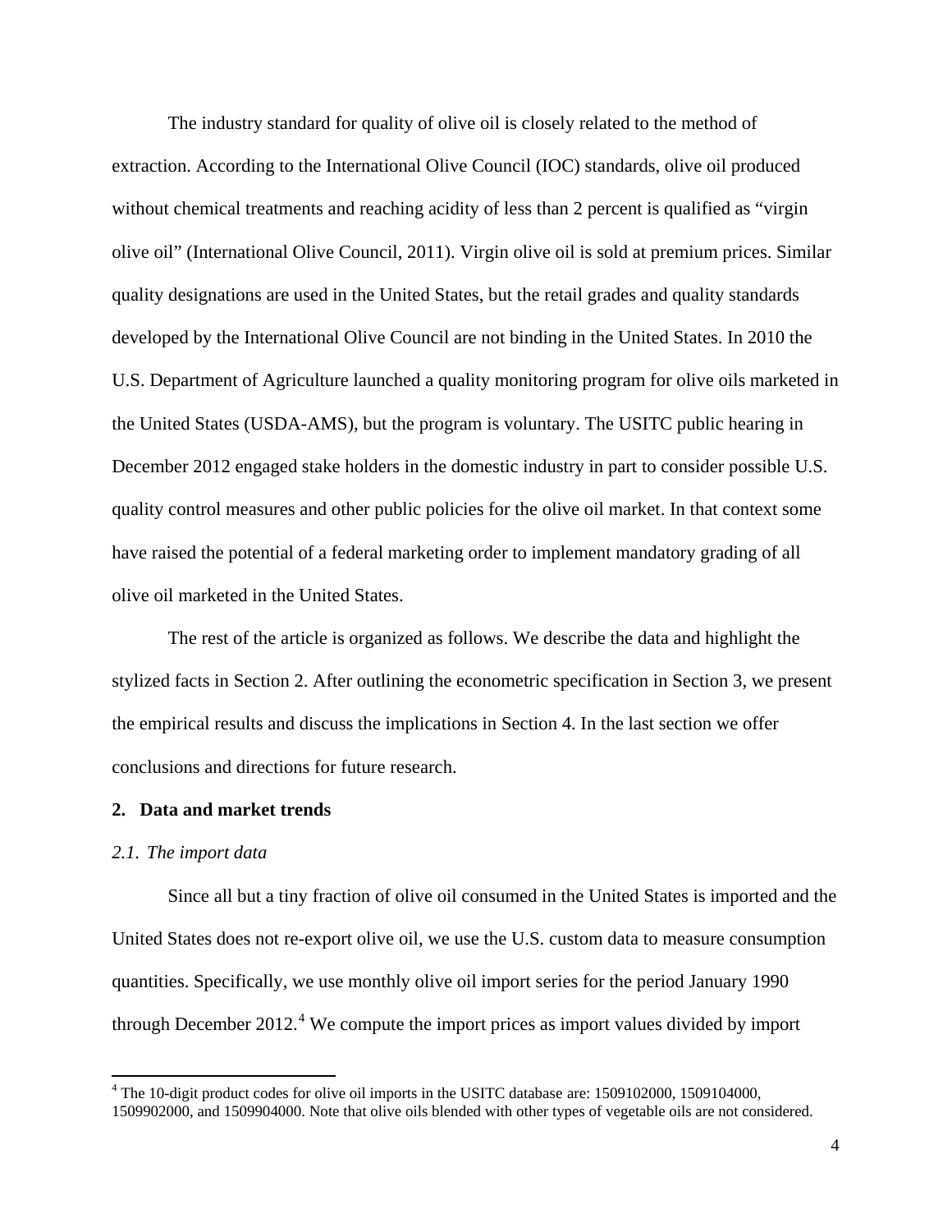The industry standard for quality of olive oil is closely related to the method of extraction. According to the International Olive Council (IOC) standards, olive oil produced without chemical treatments and reaching acidity of less than 2 percent is qualified as "virgin olive oil" (International Olive Council, 2011). Virgin olive oil is sold at premium prices. Similar quality designations are used in the United States, but the retail grades and quality standards developed by the International Olive Council are not binding in the United States. In 2010 the U.S. Department of Agriculture launched a quality monitoring program for olive oils marketed in the United States (USDA-AMS), but the program is voluntary. The USITC public hearing in December 2012 engaged stake holders in the domestic industry in part to consider possible U.S. quality control measures and other public policies for the olive oil market. In that context some have raised the potential of a federal marketing order to implement mandatory grading of all olive oil marketed in the United States.

The rest of the article is organized as follows. We describe the data and highlight the stylized facts in Section 2. After outlining the econometric specification in Section 3, we present the empirical results and discuss the implications in Section 4. In the last section we offer conclusions and directions for future research.

## 2. Data and market trends

### *2.1. The import data*

Since all but a tiny fraction of olive oil consumed in the United States is imported and the United States does not re-export olive oil, we use the U.S. custom data to measure consumption quantities. Specifically, we use monthly olive oil import series for the period January 1990 through December 2012.[4] We compute the import prices as import values divided by import

[4] The 10-digit product codes for olive oil imports in the USITC database are: 1509102000, 1509104000, 1509902000, and 1509904000. Note that olive oils blended with other types of vegetable oils are not considered.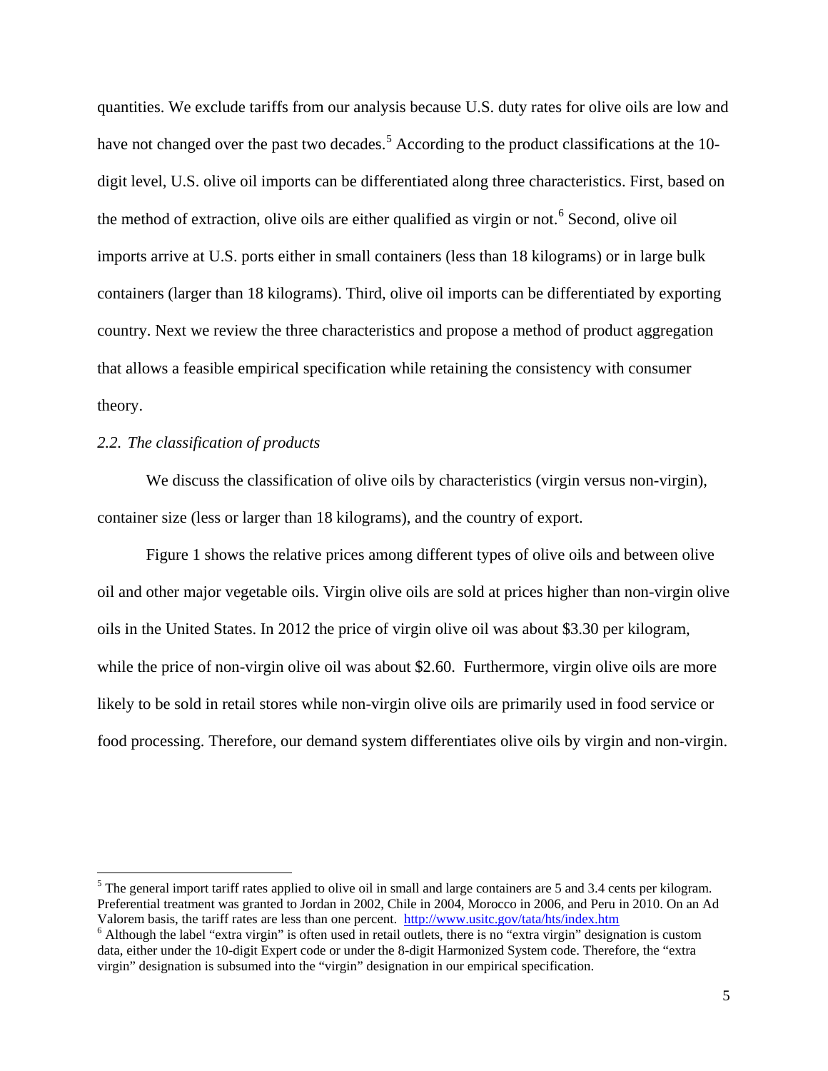quantities. We exclude tariffs from our analysis because U.S. duty rates for olive oils are low and have not changed over the past two decades.[5] According to the product classifications at the 10-digit level, U.S. olive oil imports can be differentiated along three characteristics. First, based on the method of extraction, olive oils are either qualified as virgin or not.[6] Second, olive oil imports arrive at U.S. ports either in small containers (less than 18 kilograms) or in large bulk containers (larger than 18 kilograms). Third, olive oil imports can be differentiated by exporting country. Next we review the three characteristics and propose a method of product aggregation that allows a feasible empirical specification while retaining the consistency with consumer theory.

### *2.2. The classification of products*

We discuss the classification of olive oils by characteristics (virgin versus non-virgin), container size (less or larger than 18 kilograms), and the country of export.

Figure 1 shows the relative prices among different types of olive oils and between olive oil and other major vegetable oils. Virgin olive oils are sold at prices higher than non-virgin olive oils in the United States. In 2012 the price of virgin olive oil was about \$3.30 per kilogram, while the price of non-virgin olive oil was about \$2.60. Furthermore, virgin olive oils are more likely to be sold in retail stores while non-virgin olive oils are primarily used in food service or food processing. Therefore, our demand system differentiates olive oils by virgin and non-virgin.

---

[5] The general import tariff rates applied to olive oil in small and large containers are 5 and 3.4 cents per kilogram. Preferential treatment was granted to Jordan in 2002, Chile in 2004, Morocco in 2006, and Peru in 2010. On an Ad Valorem basis, the tariff rates are less than one percent. http://www.usitc.gov/tata/hts/index.htm

[6] Although the label "extra virgin" is often used in retail outlets, there is no "extra virgin" designation is custom data, either under the 10-digit Expert code or under the 8-digit Harmonized System code. Therefore, the "extra virgin" designation is subsumed into the "virgin" designation in our empirical specification.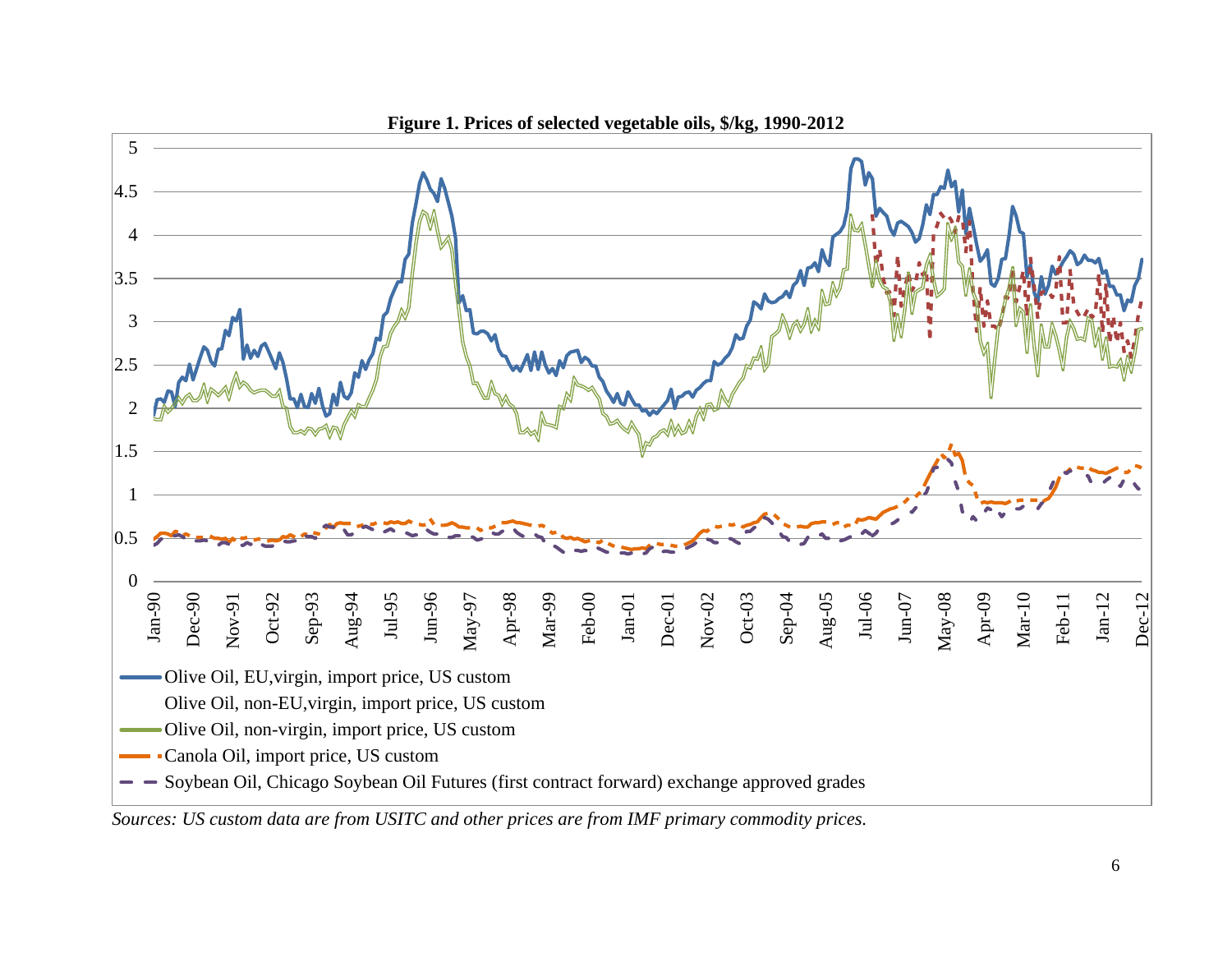**Figure 1. Prices of selected vegetable oils, $/kg, 1990-2012**

*Sources: US custom data are from USITC and other prices are from IMF primary commodity prices.*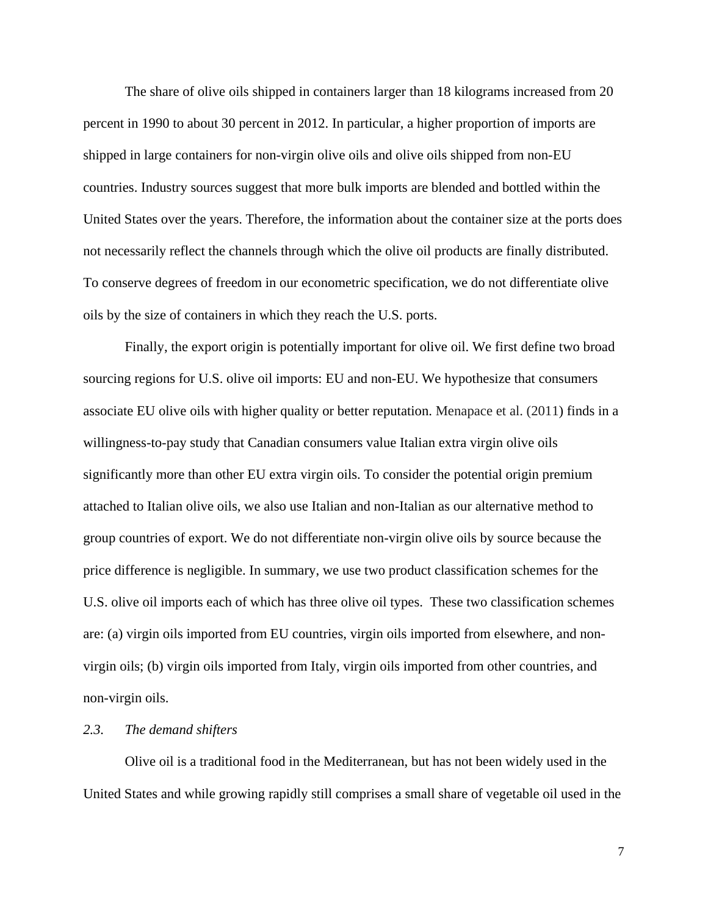The share of olive oils shipped in containers larger than 18 kilograms increased from 20 percent in 1990 to about 30 percent in 2012. In particular, a higher proportion of imports are shipped in large containers for non-virgin olive oils and olive oils shipped from non-EU countries. Industry sources suggest that more bulk imports are blended and bottled within the United States over the years. Therefore, the information about the container size at the ports does not necessarily reflect the channels through which the olive oil products are finally distributed. To conserve degrees of freedom in our econometric specification, we do not differentiate olive oils by the size of containers in which they reach the U.S. ports.

Finally, the export origin is potentially important for olive oil. We first define two broad sourcing regions for U.S. olive oil imports: EU and non-EU. We hypothesize that consumers associate EU olive oils with higher quality or better reputation. Menapace et al. (2011) finds in a willingness-to-pay study that Canadian consumers value Italian extra virgin olive oils significantly more than other EU extra virgin oils. To consider the potential origin premium attached to Italian olive oils, we also use Italian and non-Italian as our alternative method to group countries of export. We do not differentiate non-virgin olive oils by source because the price difference is negligible. In summary, we use two product classification schemes for the U.S. olive oil imports each of which has three olive oil types. These two classification schemes are: (a) virgin oils imported from EU countries, virgin oils imported from elsewhere, and non-virgin oils; (b) virgin oils imported from Italy, virgin oils imported from other countries, and non-virgin oils.

### *2.3. The demand shifters*

Olive oil is a traditional food in the Mediterranean, but has not been widely used in the United States and while growing rapidly still comprises a small share of vegetable oil used in the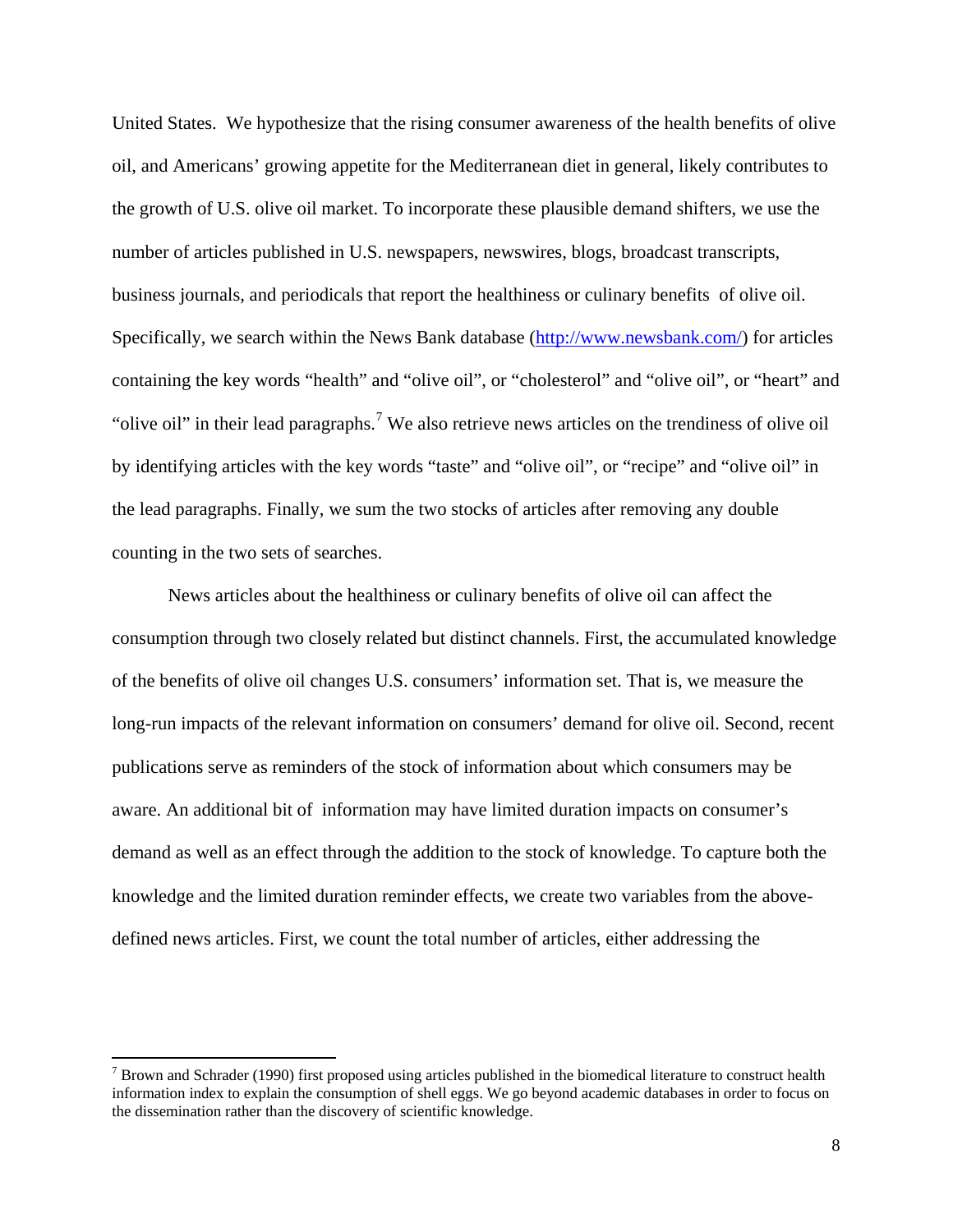United States. We hypothesize that the rising consumer awareness of the health benefits of olive oil, and Americans' growing appetite for the Mediterranean diet in general, likely contributes to the growth of U.S. olive oil market. To incorporate these plausible demand shifters, we use the number of articles published in U.S. newspapers, newswires, blogs, broadcast transcripts, business journals, and periodicals that report the healthiness or culinary benefits of olive oil. Specifically, we search within the News Bank database (http://www.newsbank.com/) for articles containing the key words "health" and "olive oil", or "cholesterol" and "olive oil", or "heart" and "olive oil" in their lead paragraphs.[7] We also retrieve news articles on the trendiness of olive oil by identifying articles with the key words "taste" and "olive oil", or "recipe" and "olive oil" in the lead paragraphs. Finally, we sum the two stocks of articles after removing any double counting in the two sets of searches.

News articles about the healthiness or culinary benefits of olive oil can affect the consumption through two closely related but distinct channels. First, the accumulated knowledge of the benefits of olive oil changes U.S. consumers' information set. That is, we measure the long-run impacts of the relevant information on consumers' demand for olive oil. Second, recent publications serve as reminders of the stock of information about which consumers may be aware. An additional bit of information may have limited duration impacts on consumer's demand as well as an effect through the addition to the stock of knowledge. To capture both the knowledge and the limited duration reminder effects, we create two variables from the above-defined news articles. First, we count the total number of articles, either addressing the

[7] Brown and Schrader (1990) first proposed using articles published in the biomedical literature to construct health information index to explain the consumption of shell eggs. We go beyond academic databases in order to focus on the dissemination rather than the discovery of scientific knowledge.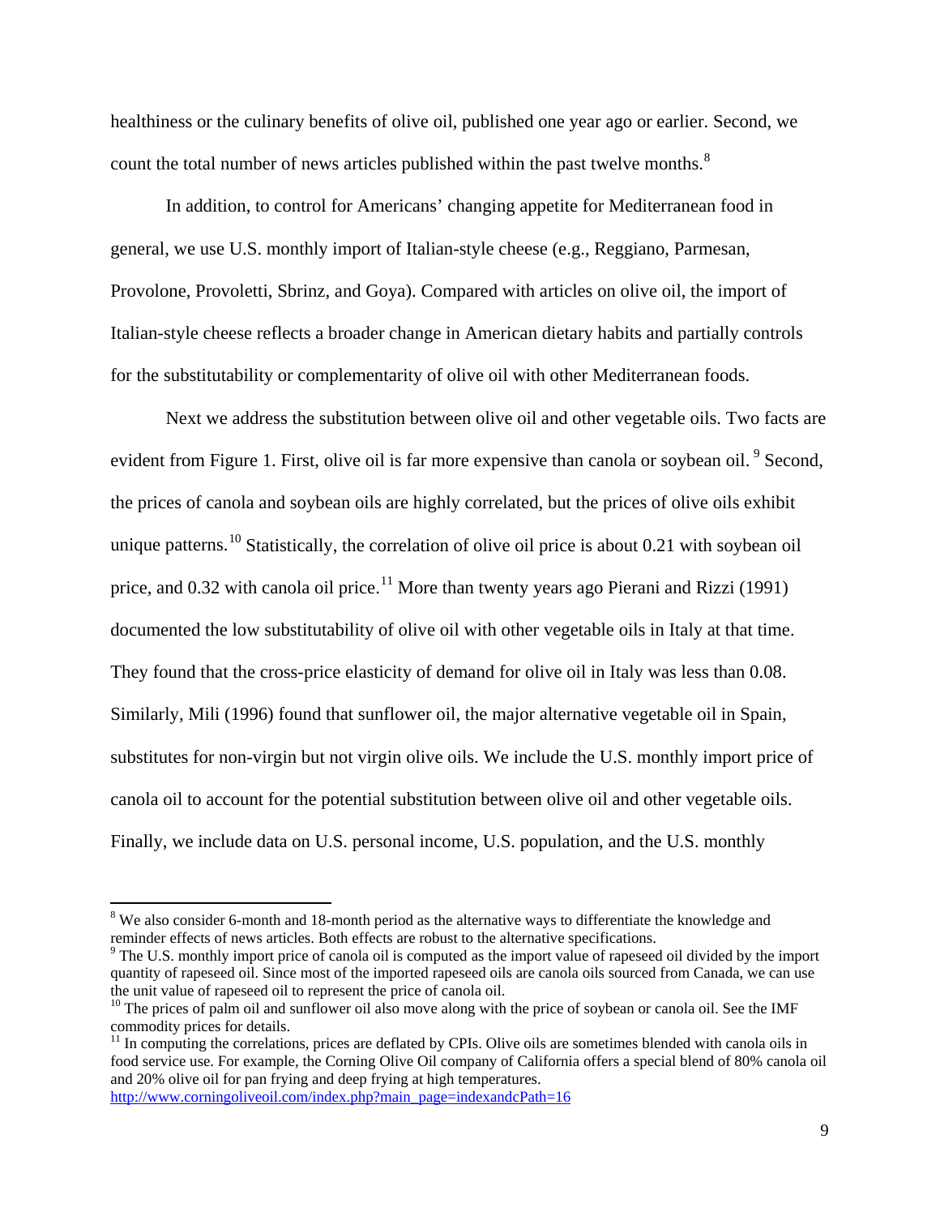healthiness or the culinary benefits of olive oil, published one year ago or earlier. Second, we count the total number of news articles published within the past twelve months.[8]

In addition, to control for Americans' changing appetite for Mediterranean food in general, we use U.S. monthly import of Italian-style cheese (e.g., Reggiano, Parmesan, Provolone, Provoletti, Sbrinz, and Goya). Compared with articles on olive oil, the import of Italian-style cheese reflects a broader change in American dietary habits and partially controls for the substitutability or complementarity of olive oil with other Mediterranean foods.

Next we address the substitution between olive oil and other vegetable oils. Two facts are evident from Figure 1. First, olive oil is far more expensive than canola or soybean oil.[9] Second, the prices of canola and soybean oils are highly correlated, but the prices of olive oils exhibit unique patterns.[10] Statistically, the correlation of olive oil price is about 0.21 with soybean oil price, and 0.32 with canola oil price.[11] More than twenty years ago Pierani and Rizzi (1991) documented the low substitutability of olive oil with other vegetable oils in Italy at that time. They found that the cross-price elasticity of demand for olive oil in Italy was less than 0.08. Similarly, Mili (1996) found that sunflower oil, the major alternative vegetable oil in Spain, substitutes for non-virgin but not virgin olive oils. We include the U.S. monthly import price of canola oil to account for the potential substitution between olive oil and other vegetable oils. Finally, we include data on U.S. personal income, U.S. population, and the U.S. monthly

---

[8] We also consider 6-month and 18-month period as the alternative ways to differentiate the knowledge and reminder effects of news articles. Both effects are robust to the alternative specifications.

[9] The U.S. monthly import price of canola oil is computed as the import value of rapeseed oil divided by the import quantity of rapeseed oil. Since most of the imported rapeseed oils are canola oils sourced from Canada, we can use the unit value of rapeseed oil to represent the price of canola oil.

[10] The prices of palm oil and sunflower oil also move along with the price of soybean or canola oil. See the IMF commodity prices for details.

[11] In computing the correlations, prices are deflated by CPIs. Olive oils are sometimes blended with canola oils in food service use. For example, the Corning Olive Oil company of California offers a special blend of 80% canola oil and 20% olive oil for pan frying and deep frying at high temperatures. http://www.corningoliveoil.com/index.php?main_page=indexandcPath=16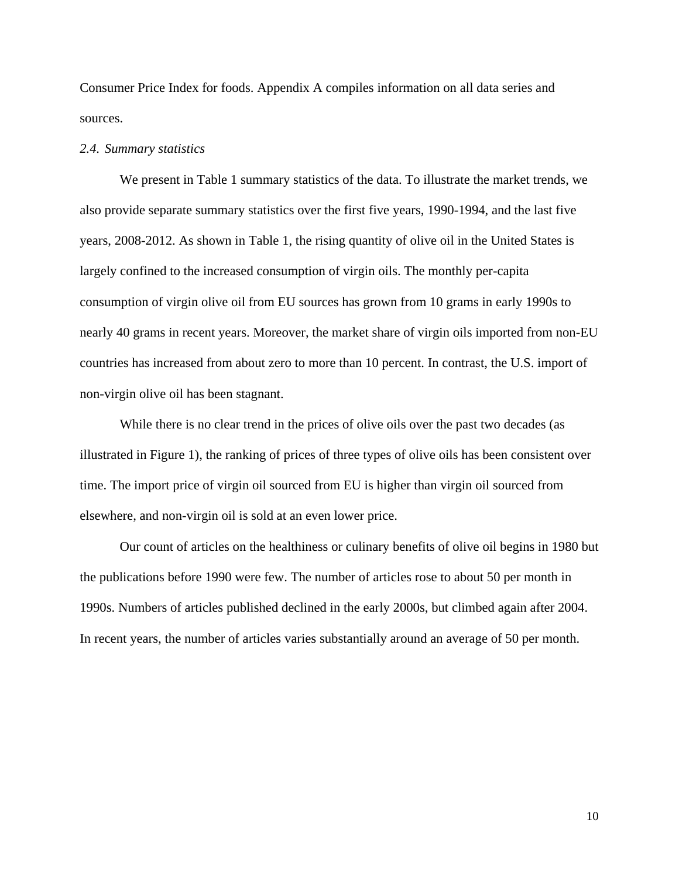Consumer Price Index for foods. Appendix A compiles information on all data series and sources.

### *2.4. Summary statistics*

We present in Table 1 summary statistics of the data. To illustrate the market trends, we also provide separate summary statistics over the first five years, 1990-1994, and the last five years, 2008-2012. As shown in Table 1, the rising quantity of olive oil in the United States is largely confined to the increased consumption of virgin oils. The monthly per-capita consumption of virgin olive oil from EU sources has grown from 10 grams in early 1990s to nearly 40 grams in recent years. Moreover, the market share of virgin oils imported from non-EU countries has increased from about zero to more than 10 percent. In contrast, the U.S. import of non-virgin olive oil has been stagnant.

While there is no clear trend in the prices of olive oils over the past two decades (as illustrated in Figure 1), the ranking of prices of three types of olive oils has been consistent over time. The import price of virgin oil sourced from EU is higher than virgin oil sourced from elsewhere, and non-virgin oil is sold at an even lower price.

Our count of articles on the healthiness or culinary benefits of olive oil begins in 1980 but the publications before 1990 were few. The number of articles rose to about 50 per month in 1990s. Numbers of articles published declined in the early 2000s, but climbed again after 2004. In recent years, the number of articles varies substantially around an average of 50 per month.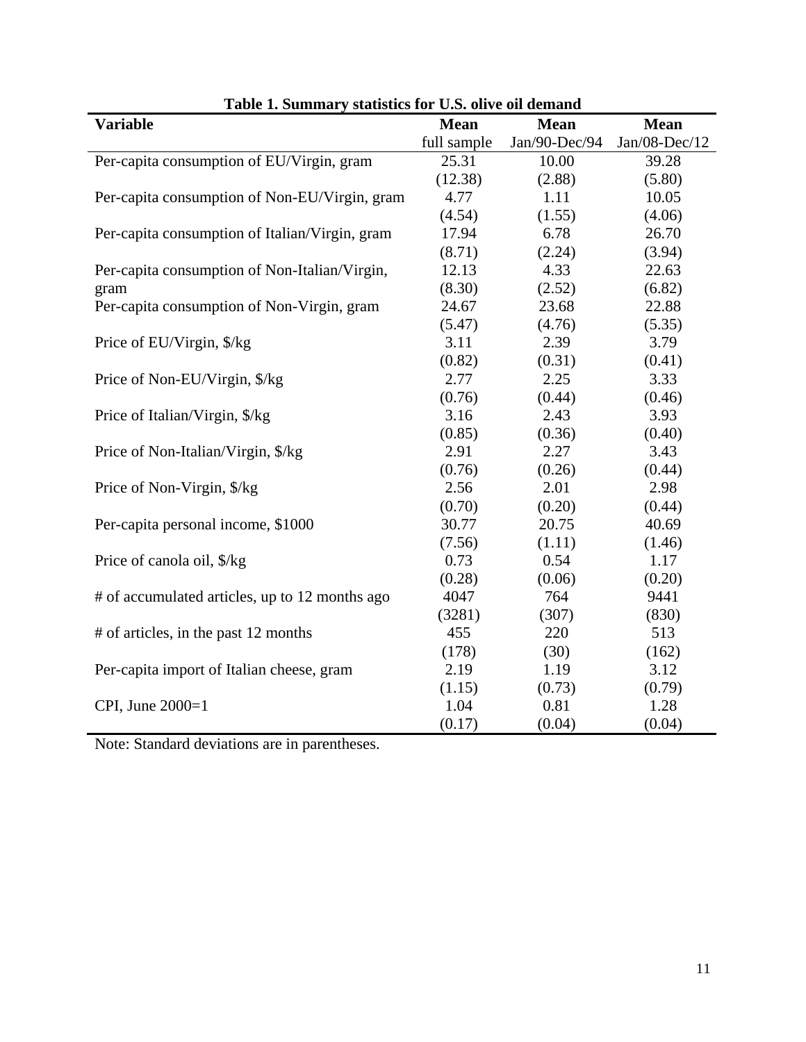**Table 1. Summary statistics for U.S. olive oil demand**

| Variable | Mean full sample | Mean Jan/90-Dec/94 | Mean Jan/08-Dec/12 |
|---|---|---|---|
| Per-capita consumption of EU/Virgin, gram | 25.31 | 10.00 | 39.28 |
| | (12.38) | (2.88) | (5.80) |
| Per-capita consumption of Non-EU/Virgin, gram | 4.77 | 1.11 | 10.05 |
| | (4.54) | (1.55) | (4.06) |
| Per-capita consumption of Italian/Virgin, gram | 17.94 | 6.78 | 26.70 |
| | (8.71) | (2.24) | (3.94) |
| Per-capita consumption of Non-Italian/Virgin, gram | 12.13 | 4.33 | 22.63 |
| | (8.30) | (2.52) | (6.82) |
| Per-capita consumption of Non-Virgin, gram | 24.67 | 23.68 | 22.88 |
| | (5.47) | (4.76) | (5.35) |
| Price of EU/Virgin, $/kg | 3.11 | 2.39 | 3.79 |
| | (0.82) | (0.31) | (0.41) |
| Price of Non-EU/Virgin, $/kg | 2.77 | 2.25 | 3.33 |
| | (0.76) | (0.44) | (0.46) |
| Price of Italian/Virgin, $/kg | 3.16 | 2.43 | 3.93 |
| | (0.85) | (0.36) | (0.40) |
| Price of Non-Italian/Virgin, $/kg | 2.91 | 2.27 | 3.43 |
| | (0.76) | (0.26) | (0.44) |
| Price of Non-Virgin, $/kg | 2.56 | 2.01 | 2.98 |
| | (0.70) | (0.20) | (0.44) |
| Per-capita personal income, $1000 | 30.77 | 20.75 | 40.69 |
| | (7.56) | (1.11) | (1.46) |
| Price of canola oil, $/kg | 0.73 | 0.54 | 1.17 |
| | (0.28) | (0.06) | (0.20) |
| # of accumulated articles, up to 12 months ago | 4047 | 764 | 9441 |
| | (3281) | (307) | (830) |
| # of articles, in the past 12 months | 455 | 220 | 513 |
| | (178) | (30) | (162) |
| Per-capita import of Italian cheese, gram | 2.19 | 1.19 | 3.12 |
| | (1.15) | (0.73) | (0.79) |
| CPI, June 2000=1 | 1.04 | 0.81 | 1.28 |
| | (0.17) | (0.04) | (0.04) |

Note: Standard deviations are in parentheses.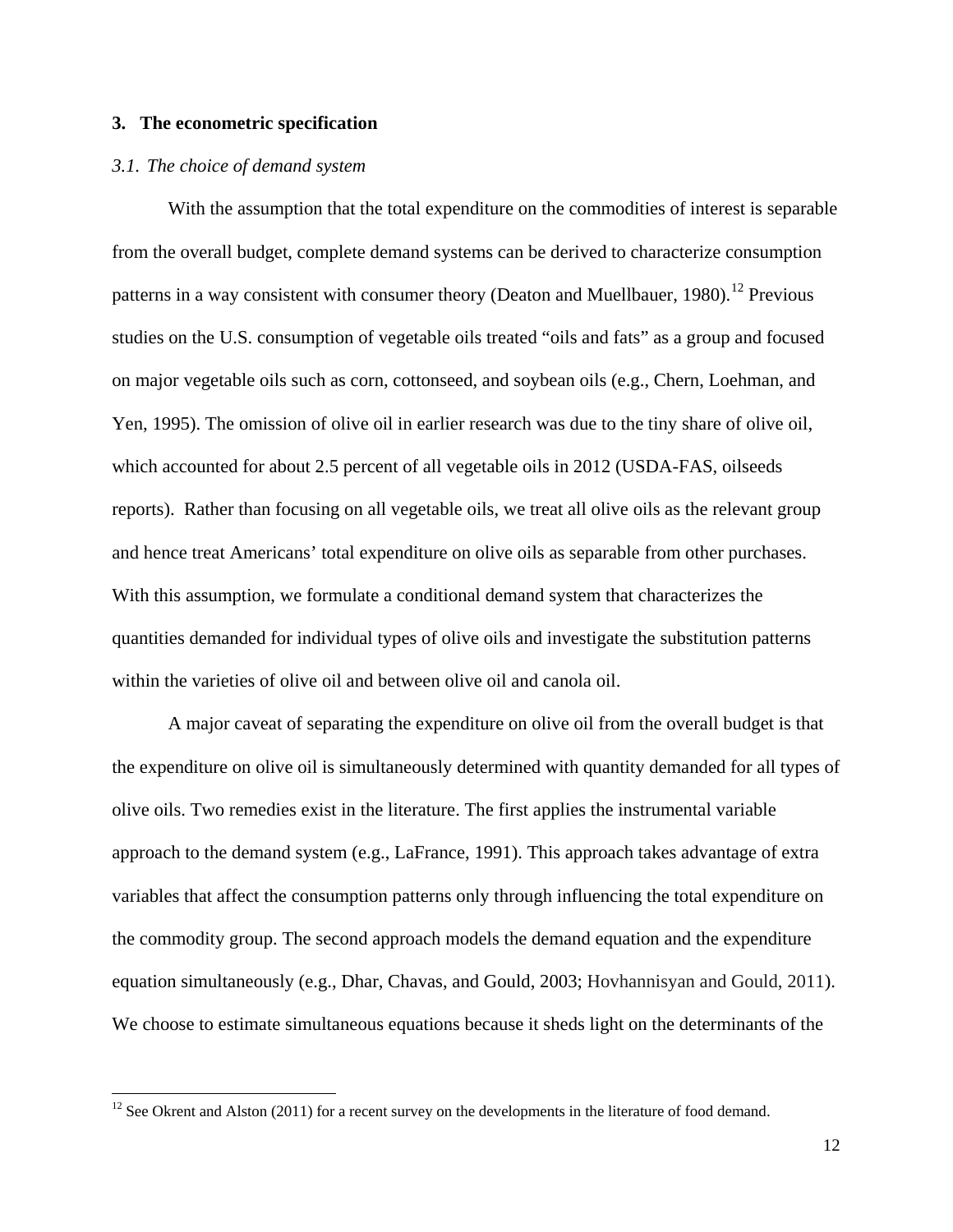## 3. The econometric specification

### *3.1. The choice of demand system*

With the assumption that the total expenditure on the commodities of interest is separable from the overall budget, complete demand systems can be derived to characterize consumption patterns in a way consistent with consumer theory (Deaton and Muellbauer, 1980).[12] Previous studies on the U.S. consumption of vegetable oils treated "oils and fats" as a group and focused on major vegetable oils such as corn, cottonseed, and soybean oils (e.g., Chern, Loehman, and Yen, 1995). The omission of olive oil in earlier research was due to the tiny share of olive oil, which accounted for about 2.5 percent of all vegetable oils in 2012 (USDA-FAS, oilseeds reports). Rather than focusing on all vegetable oils, we treat all olive oils as the relevant group and hence treat Americans' total expenditure on olive oils as separable from other purchases. With this assumption, we formulate a conditional demand system that characterizes the quantities demanded for individual types of olive oils and investigate the substitution patterns within the varieties of olive oil and between olive oil and canola oil.

A major caveat of separating the expenditure on olive oil from the overall budget is that the expenditure on olive oil is simultaneously determined with quantity demanded for all types of olive oils. Two remedies exist in the literature. The first applies the instrumental variable approach to the demand system (e.g., LaFrance, 1991). This approach takes advantage of extra variables that affect the consumption patterns only through influencing the total expenditure on the commodity group. The second approach models the demand equation and the expenditure equation simultaneously (e.g., Dhar, Chavas, and Gould, 2003; Hovhannisyan and Gould, 2011). We choose to estimate simultaneous equations because it sheds light on the determinants of the

[12] See Okrent and Alston (2011) for a recent survey on the developments in the literature of food demand.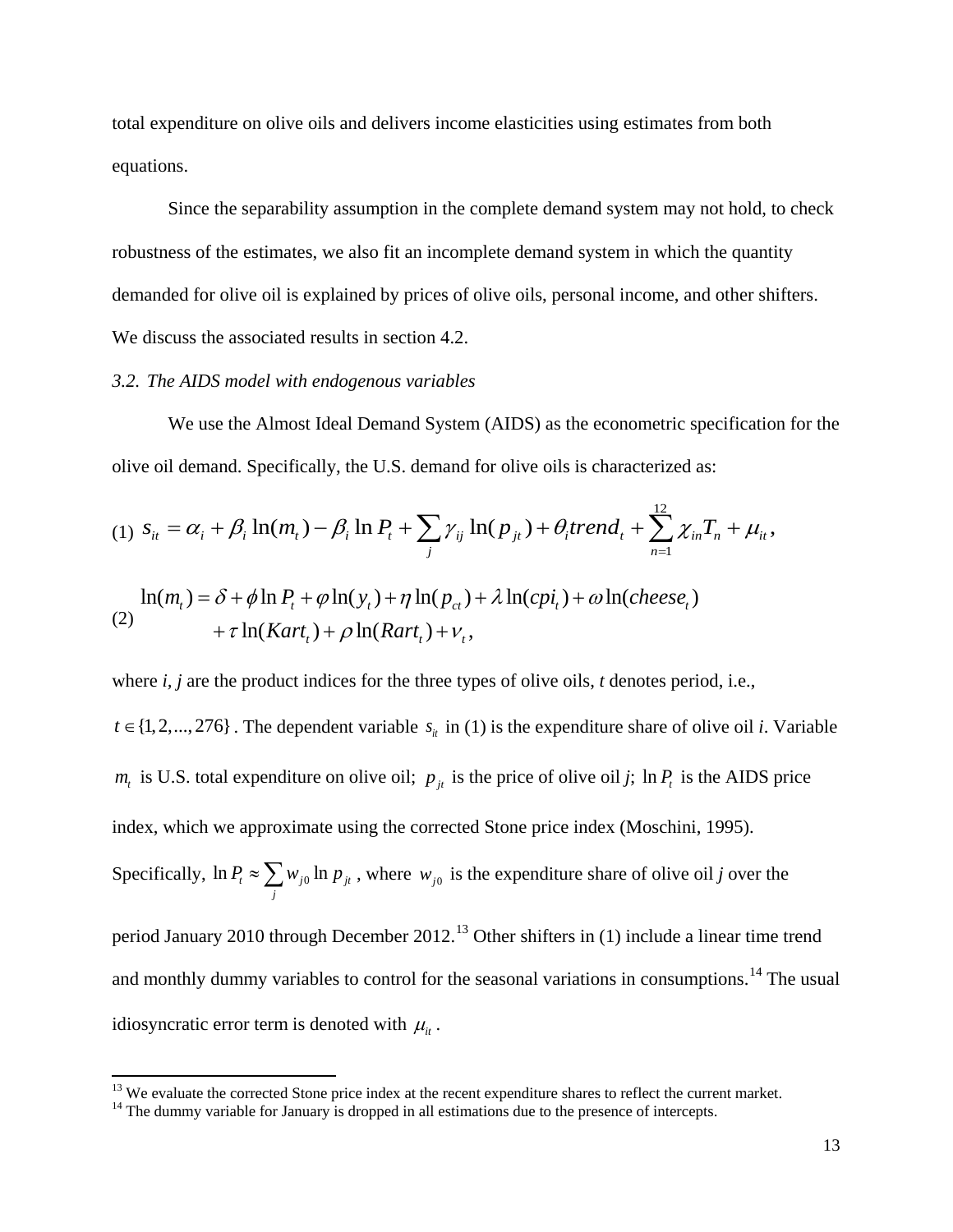total expenditure on olive oils and delivers income elasticities using estimates from both equations.

Since the separability assumption in the complete demand system may not hold, to check robustness of the estimates, we also fit an incomplete demand system in which the quantity demanded for olive oil is explained by prices of olive oils, personal income, and other shifters. We discuss the associated results in section 4.2.

*3.2. The AIDS model with endogenous variables*

We use the Almost Ideal Demand System (AIDS) as the econometric specification for the olive oil demand. Specifically, the U.S. demand for olive oils is characterized as:

$$(1)\quad s_{it} = \alpha_i + \beta_i \ln(m_t) - \beta_i \ln P_t + \sum_j \gamma_{ij} \ln(p_{jt}) + \theta_i trend_t + \sum_{n=1}^{12} \chi_{in} T_n + \mu_{it},$$

$$(2)\quad \begin{aligned} \ln(m_t) &= \delta + \phi \ln P_t + \varphi \ln(y_t) + \eta \ln(p_{ct}) + \lambda \ln(cpi_t) + \omega \ln(cheese_t) \\ &\quad + \tau \ln(Kart_t) + \rho \ln(Rart_t) + \nu_t, \end{aligned}$$

where *i*, *j* are the product indices for the three types of olive oils, *t* denotes period, i.e., $t \in \{1, 2, ..., 276\}$. The dependent variable $s_{it}$ in (1) is the expenditure share of olive oil *i*. Variable $m_t$ is U.S. total expenditure on olive oil; $p_{jt}$ is the price of olive oil *j*; $\ln P_t$ is the AIDS price index, which we approximate using the corrected Stone price index (Moschini, 1995). Specifically, $\ln P_t \approx \sum_j w_{j0} \ln p_{jt}$, where $w_{j0}$ is the expenditure share of olive oil *j* over the period January 2010 through December 2012.[13] Other shifters in (1) include a linear time trend and monthly dummy variables to control for the seasonal variations in consumptions.[14] The usual idiosyncratic error term is denoted with $\mu_{it}$.

[13] We evaluate the corrected Stone price index at the recent expenditure shares to reflect the current market.

[14] The dummy variable for January is dropped in all estimations due to the presence of intercepts.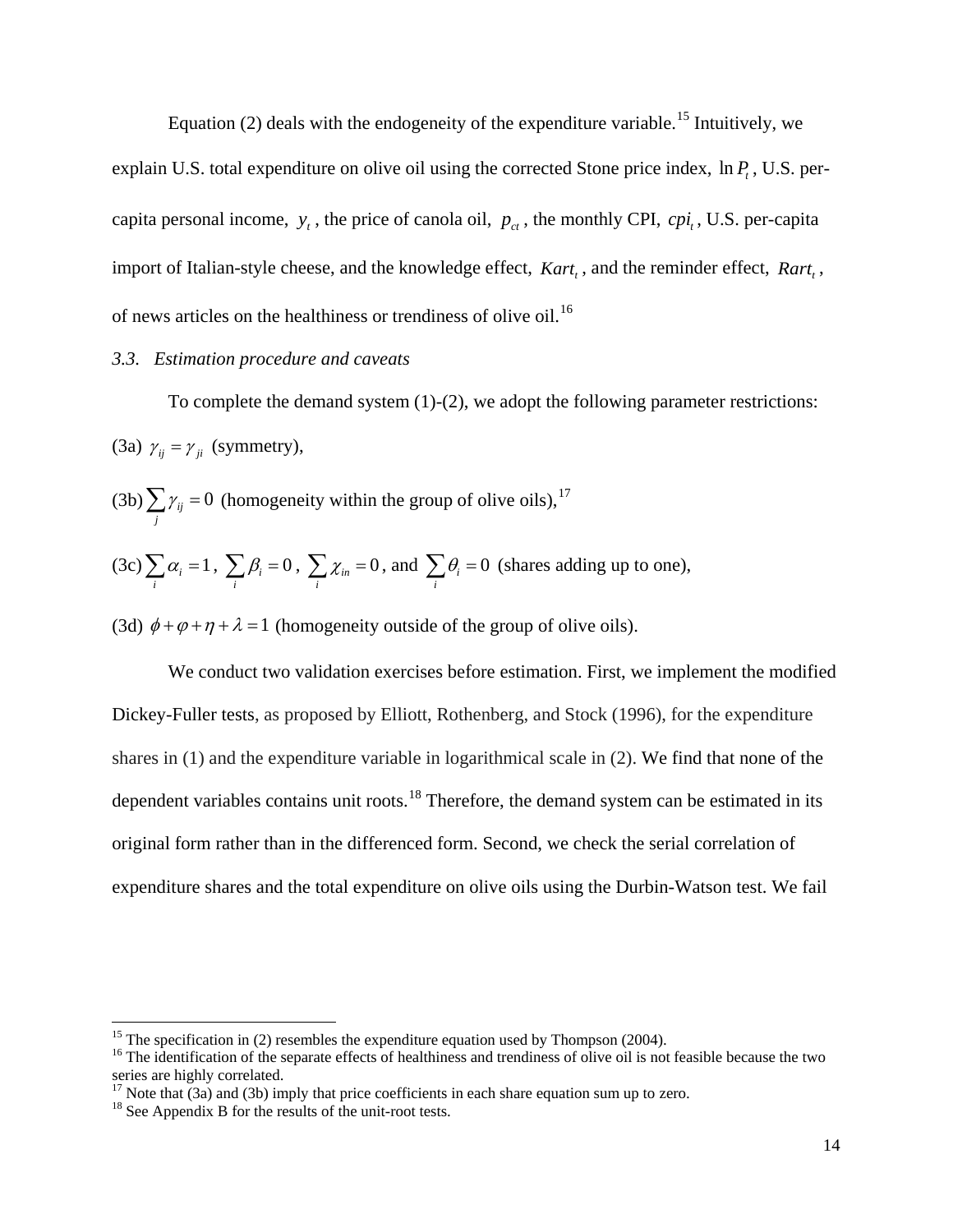Equation (2) deals with the endogeneity of the expenditure variable.[15] Intuitively, we explain U.S. total expenditure on olive oil using the corrected Stone price index, $\ln P_t$, U.S. per-capita personal income, $y_t$, the price of canola oil, $p_{ct}$, the monthly CPI, $cpi_t$, U.S. per-capita import of Italian-style cheese, and the knowledge effect, $Kart_t$, and the reminder effect, $Rart_t$, of news articles on the healthiness or trendiness of olive oil.[16]

### *3.3. Estimation procedure and caveats*

To complete the demand system (1)-(2), we adopt the following parameter restrictions:

(3a) $\gamma_{ij} = \gamma_{ji}$ (symmetry),

(3b) $\sum_j \gamma_{ij} = 0$ (homogeneity within the group of olive oils),[17]

(3c) $\sum_i \alpha_i = 1$, $\sum_i \beta_i = 0$, $\sum_i \chi_{in} = 0$, and $\sum_i \theta_i = 0$ (shares adding up to one),

(3d) $\phi + \varphi + \eta + \lambda = 1$ (homogeneity outside of the group of olive oils).

We conduct two validation exercises before estimation. First, we implement the modified Dickey-Fuller tests, as proposed by Elliott, Rothenberg, and Stock (1996), for the expenditure shares in (1) and the expenditure variable in logarithmical scale in (2). We find that none of the dependent variables contains unit roots.[18] Therefore, the demand system can be estimated in its original form rather than in the differenced form. Second, we check the serial correlation of expenditure shares and the total expenditure on olive oils using the Durbin-Watson test. We fail

---

[15] The specification in (2) resembles the expenditure equation used by Thompson (2004).

[16] The identification of the separate effects of healthiness and trendiness of olive oil is not feasible because the two series are highly correlated.

[17] Note that (3a) and (3b) imply that price coefficients in each share equation sum up to zero.

[18] See Appendix B for the results of the unit-root tests.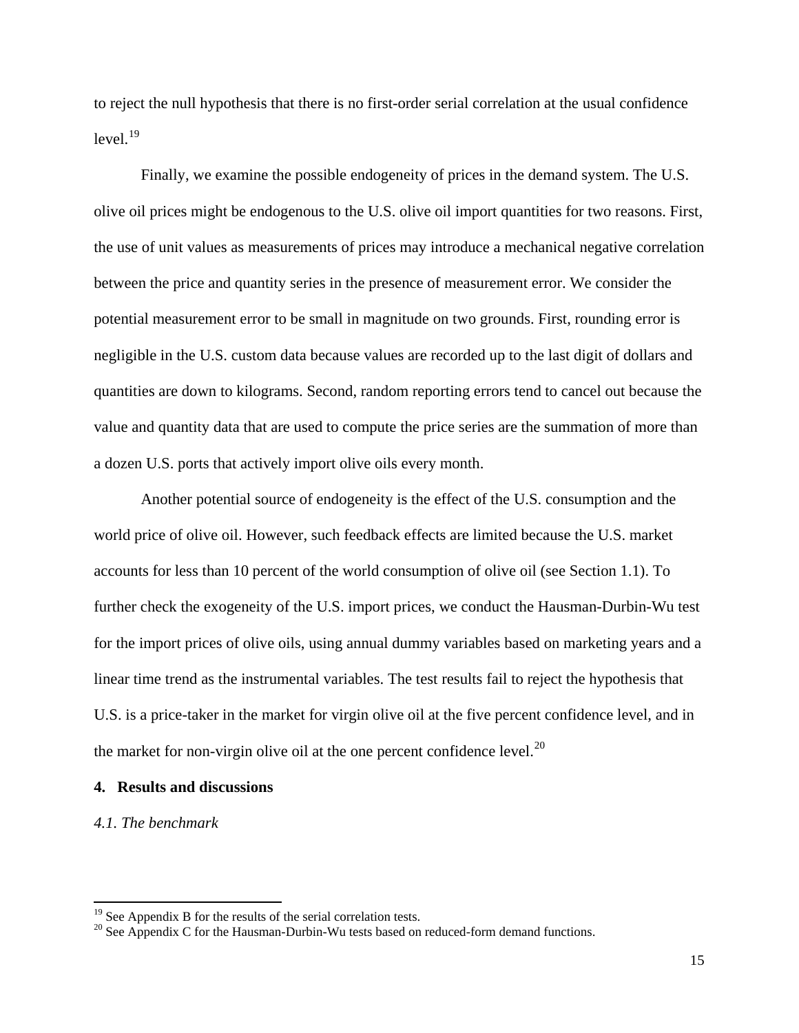to reject the null hypothesis that there is no first-order serial correlation at the usual confidence level.[19]

Finally, we examine the possible endogeneity of prices in the demand system. The U.S. olive oil prices might be endogenous to the U.S. olive oil import quantities for two reasons. First, the use of unit values as measurements of prices may introduce a mechanical negative correlation between the price and quantity series in the presence of measurement error. We consider the potential measurement error to be small in magnitude on two grounds. First, rounding error is negligible in the U.S. custom data because values are recorded up to the last digit of dollars and quantities are down to kilograms. Second, random reporting errors tend to cancel out because the value and quantity data that are used to compute the price series are the summation of more than a dozen U.S. ports that actively import olive oils every month.

Another potential source of endogeneity is the effect of the U.S. consumption and the world price of olive oil. However, such feedback effects are limited because the U.S. market accounts for less than 10 percent of the world consumption of olive oil (see Section 1.1). To further check the exogeneity of the U.S. import prices, we conduct the Hausman-Durbin-Wu test for the import prices of olive oils, using annual dummy variables based on marketing years and a linear time trend as the instrumental variables. The test results fail to reject the hypothesis that U.S. is a price-taker in the market for virgin olive oil at the five percent confidence level, and in the market for non-virgin olive oil at the one percent confidence level.[20]

## 4. Results and discussions

### *4.1. The benchmark*

---

[19] See Appendix B for the results of the serial correlation tests.

[20] See Appendix C for the Hausman-Durbin-Wu tests based on reduced-form demand functions.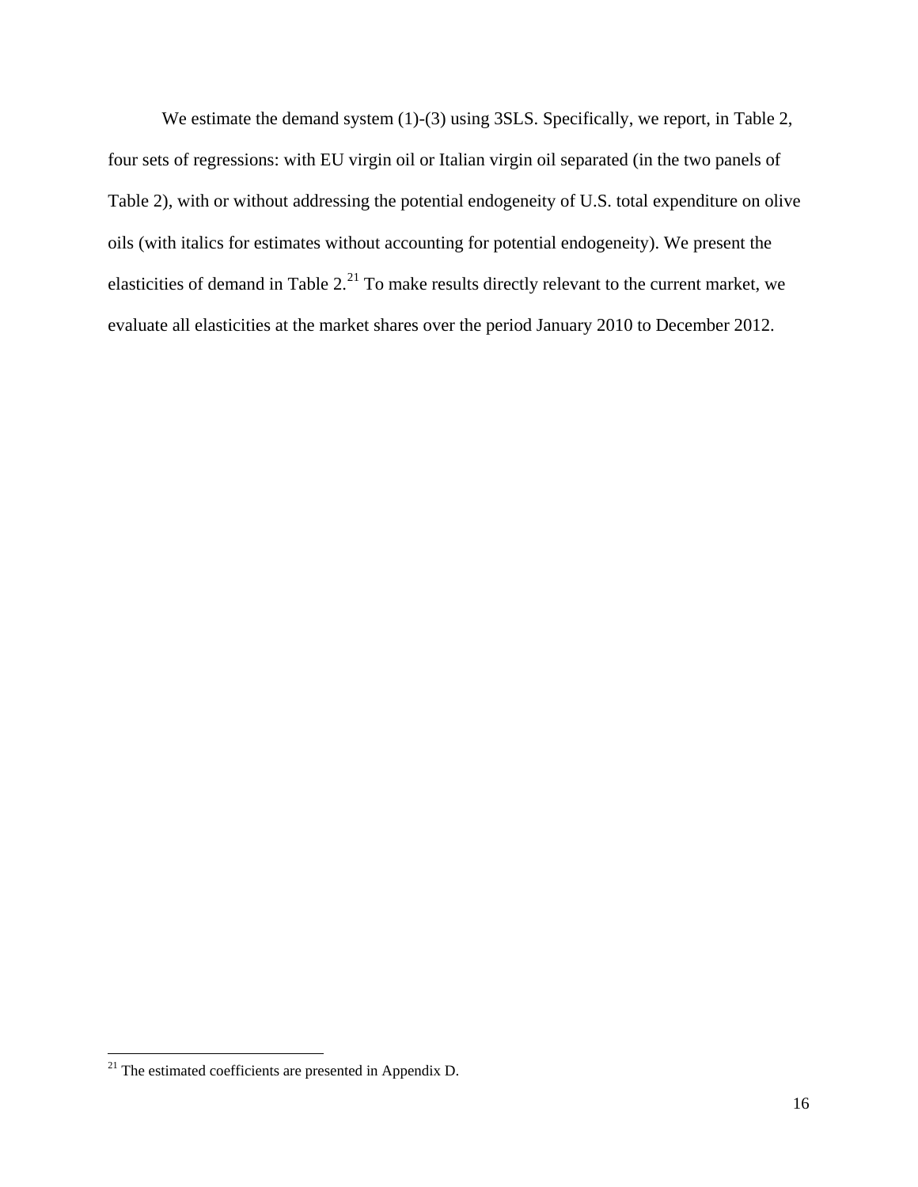We estimate the demand system (1)-(3) using 3SLS. Specifically, we report, in Table 2, four sets of regressions: with EU virgin oil or Italian virgin oil separated (in the two panels of Table 2), with or without addressing the potential endogeneity of U.S. total expenditure on olive oils (with italics for estimates without accounting for potential endogeneity). We present the elasticities of demand in Table 2.[21] To make results directly relevant to the current market, we evaluate all elasticities at the market shares over the period January 2010 to December 2012.

[21] The estimated coefficients are presented in Appendix D.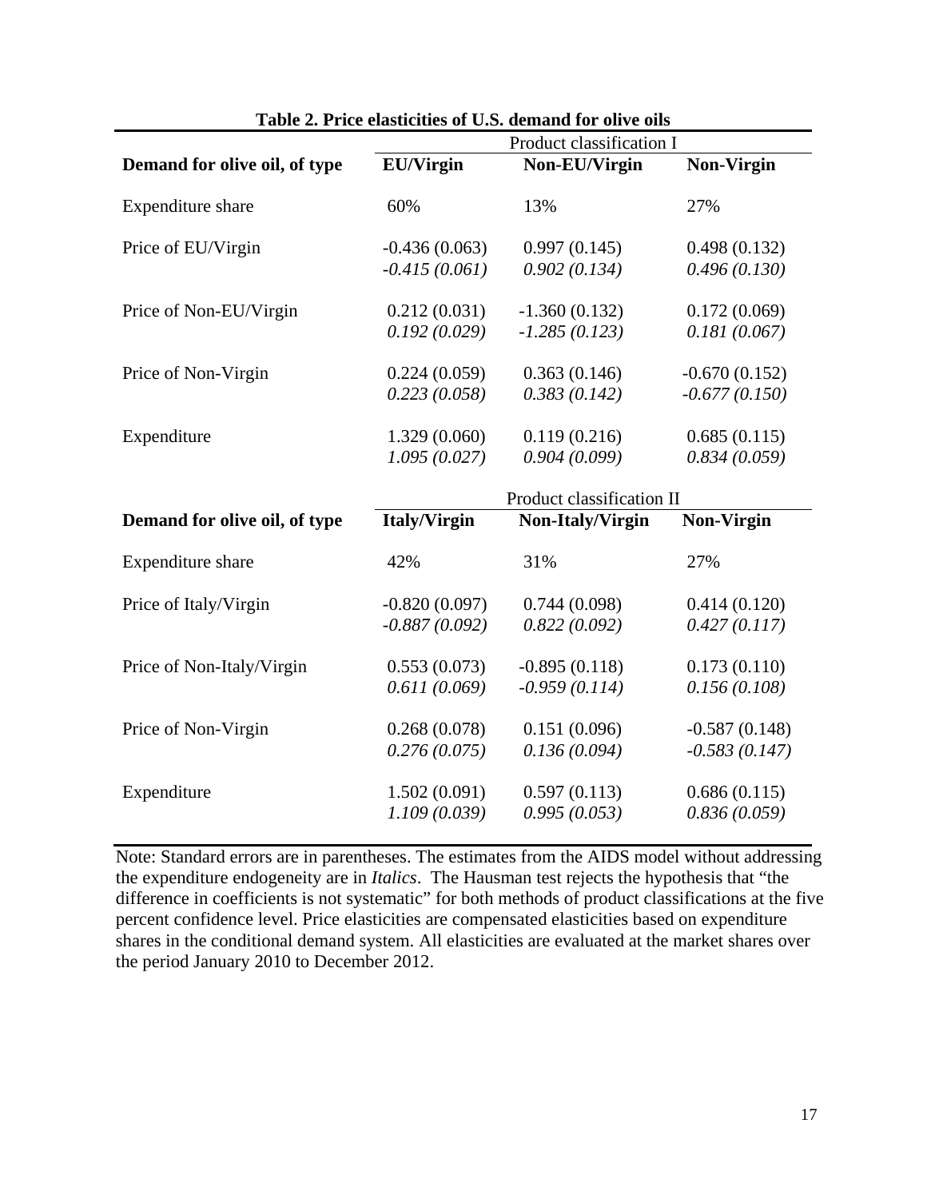**Table 2. Price elasticities of U.S. demand for olive oils**

| | Product classification I | | |
|---|---|---|---|
| **Demand for olive oil, of type** | **EU/Virgin** | **Non-EU/Virgin** | **Non-Virgin** |
| Expenditure share | 60% | 13% | 27% |
| Price of EU/Virgin | -0.436 (0.063) | 0.997 (0.145) | 0.498 (0.132) |
| | *-0.415 (0.061)* | *0.902 (0.134)* | *0.496 (0.130)* |
| Price of Non-EU/Virgin | 0.212 (0.031) | -1.360 (0.132) | 0.172 (0.069) |
| | *0.192 (0.029)* | *-1.285 (0.123)* | *0.181 (0.067)* |
| Price of Non-Virgin | 0.224 (0.059) | 0.363 (0.146) | -0.670 (0.152) |
| | *0.223 (0.058)* | *0.383 (0.142)* | *-0.677 (0.150)* |
| Expenditure | 1.329 (0.060) | 0.119 (0.216) | 0.685 (0.115) |
| | *1.095 (0.027)* | *0.904 (0.099)* | *0.834 (0.059)* |
| | Product classification II | | |
| **Demand for olive oil, of type** | **Italy/Virgin** | **Non-Italy/Virgin** | **Non-Virgin** |
| Expenditure share | 42% | 31% | 27% |
| Price of Italy/Virgin | -0.820 (0.097) | 0.744 (0.098) | 0.414 (0.120) |
| | *-0.887 (0.092)* | *0.822 (0.092)* | *0.427 (0.117)* |
| Price of Non-Italy/Virgin | 0.553 (0.073) | -0.895 (0.118) | 0.173 (0.110) |
| | *0.611 (0.069)* | *-0.959 (0.114)* | *0.156 (0.108)* |
| Price of Non-Virgin | 0.268 (0.078) | 0.151 (0.096) | -0.587 (0.148) |
| | *0.276 (0.075)* | *0.136 (0.094)* | *-0.583 (0.147)* |
| Expenditure | 1.502 (0.091) | 0.597 (0.113) | 0.686 (0.115) |
| | *1.109 (0.039)* | *0.995 (0.053)* | *0.836 (0.059)* |

Note: Standard errors are in parentheses. The estimates from the AIDS model without addressing the expenditure endogeneity are in *Italics*. The Hausman test rejects the hypothesis that "the difference in coefficients is not systematic" for both methods of product classifications at the five percent confidence level. Price elasticities are compensated elasticities based on expenditure shares in the conditional demand system. All elasticities are evaluated at the market shares over the period January 2010 to December 2012.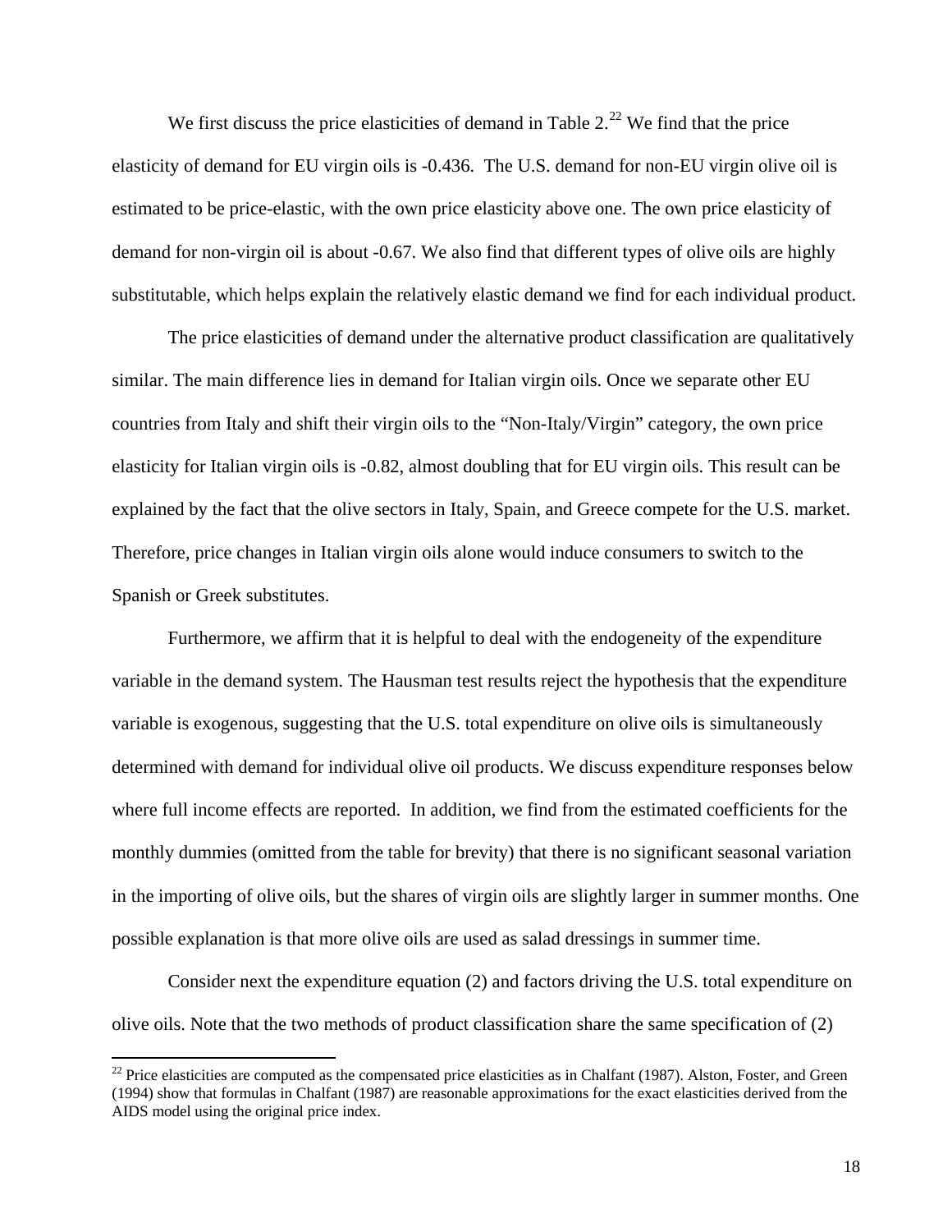We first discuss the price elasticities of demand in Table 2.[22] We find that the price elasticity of demand for EU virgin oils is -0.436. The U.S. demand for non-EU virgin olive oil is estimated to be price-elastic, with the own price elasticity above one. The own price elasticity of demand for non-virgin oil is about -0.67. We also find that different types of olive oils are highly substitutable, which helps explain the relatively elastic demand we find for each individual product.

The price elasticities of demand under the alternative product classification are qualitatively similar. The main difference lies in demand for Italian virgin oils. Once we separate other EU countries from Italy and shift their virgin oils to the "Non-Italy/Virgin" category, the own price elasticity for Italian virgin oils is -0.82, almost doubling that for EU virgin oils. This result can be explained by the fact that the olive sectors in Italy, Spain, and Greece compete for the U.S. market. Therefore, price changes in Italian virgin oils alone would induce consumers to switch to the Spanish or Greek substitutes.

Furthermore, we affirm that it is helpful to deal with the endogeneity of the expenditure variable in the demand system. The Hausman test results reject the hypothesis that the expenditure variable is exogenous, suggesting that the U.S. total expenditure on olive oils is simultaneously determined with demand for individual olive oil products. We discuss expenditure responses below where full income effects are reported. In addition, we find from the estimated coefficients for the monthly dummies (omitted from the table for brevity) that there is no significant seasonal variation in the importing of olive oils, but the shares of virgin oils are slightly larger in summer months. One possible explanation is that more olive oils are used as salad dressings in summer time.

Consider next the expenditure equation (2) and factors driving the U.S. total expenditure on olive oils. Note that the two methods of product classification share the same specification of (2)

---

[22] Price elasticities are computed as the compensated price elasticities as in Chalfant (1987). Alston, Foster, and Green (1994) show that formulas in Chalfant (1987) are reasonable approximations for the exact elasticities derived from the AIDS model using the original price index.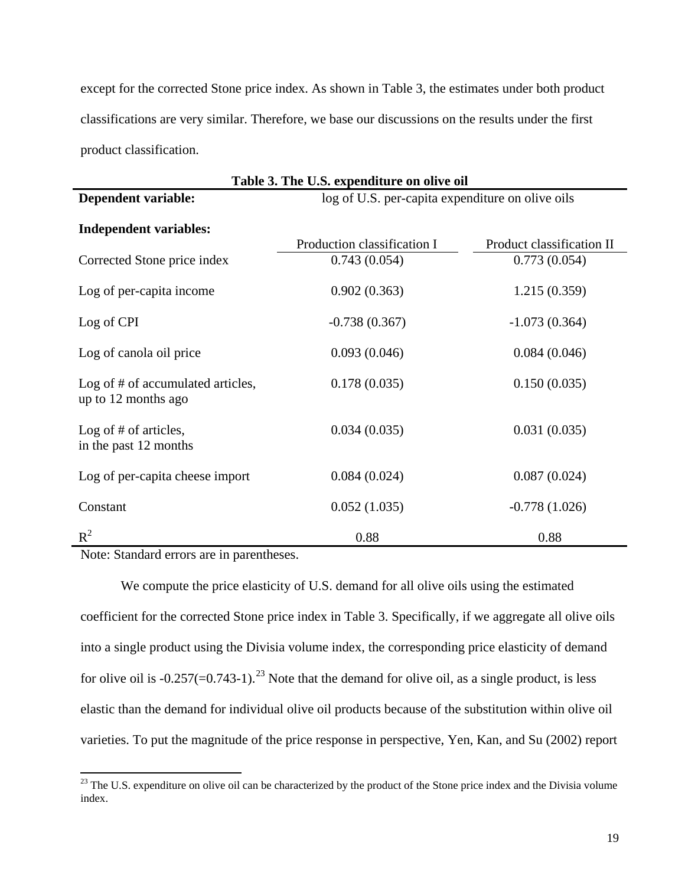except for the corrected Stone price index. As shown in Table 3, the estimates under both product classifications are very similar. Therefore, we base our discussions on the results under the first product classification.

**Table 3. The U.S. expenditure on olive oil**

| **Dependent variable:** | log of U.S. per-capita expenditure on olive oils | |
|---|---|---|
| **Independent variables:** | Production classification I | Product classification II |
| Corrected Stone price index | 0.743 (0.054) | 0.773 (0.054) |
| Log of per-capita income | 0.902 (0.363) | 1.215 (0.359) |
| Log of CPI | -0.738 (0.367) | -1.073 (0.364) |
| Log of canola oil price | 0.093 (0.046) | 0.084 (0.046) |
| Log of # of accumulated articles, up to 12 months ago | 0.178 (0.035) | 0.150 (0.035) |
| Log of # of articles, in the past 12 months | 0.034 (0.035) | 0.031 (0.035) |
| Log of per-capita cheese import | 0.084 (0.024) | 0.087 (0.024) |
| Constant | 0.052 (1.035) | -0.778 (1.026) |
| $R^2$ | 0.88 | 0.88 |

Note: Standard errors are in parentheses.

We compute the price elasticity of U.S. demand for all olive oils using the estimated coefficient for the corrected Stone price index in Table 3. Specifically, if we aggregate all olive oils into a single product using the Divisia volume index, the corresponding price elasticity of demand for olive oil is -0.257(=0.743-1).[23] Note that the demand for olive oil, as a single product, is less elastic than the demand for individual olive oil products because of the substitution within olive oil varieties. To put the magnitude of the price response in perspective, Yen, Kan, and Su (2002) report

[23] The U.S. expenditure on olive oil can be characterized by the product of the Stone price index and the Divisia volume index.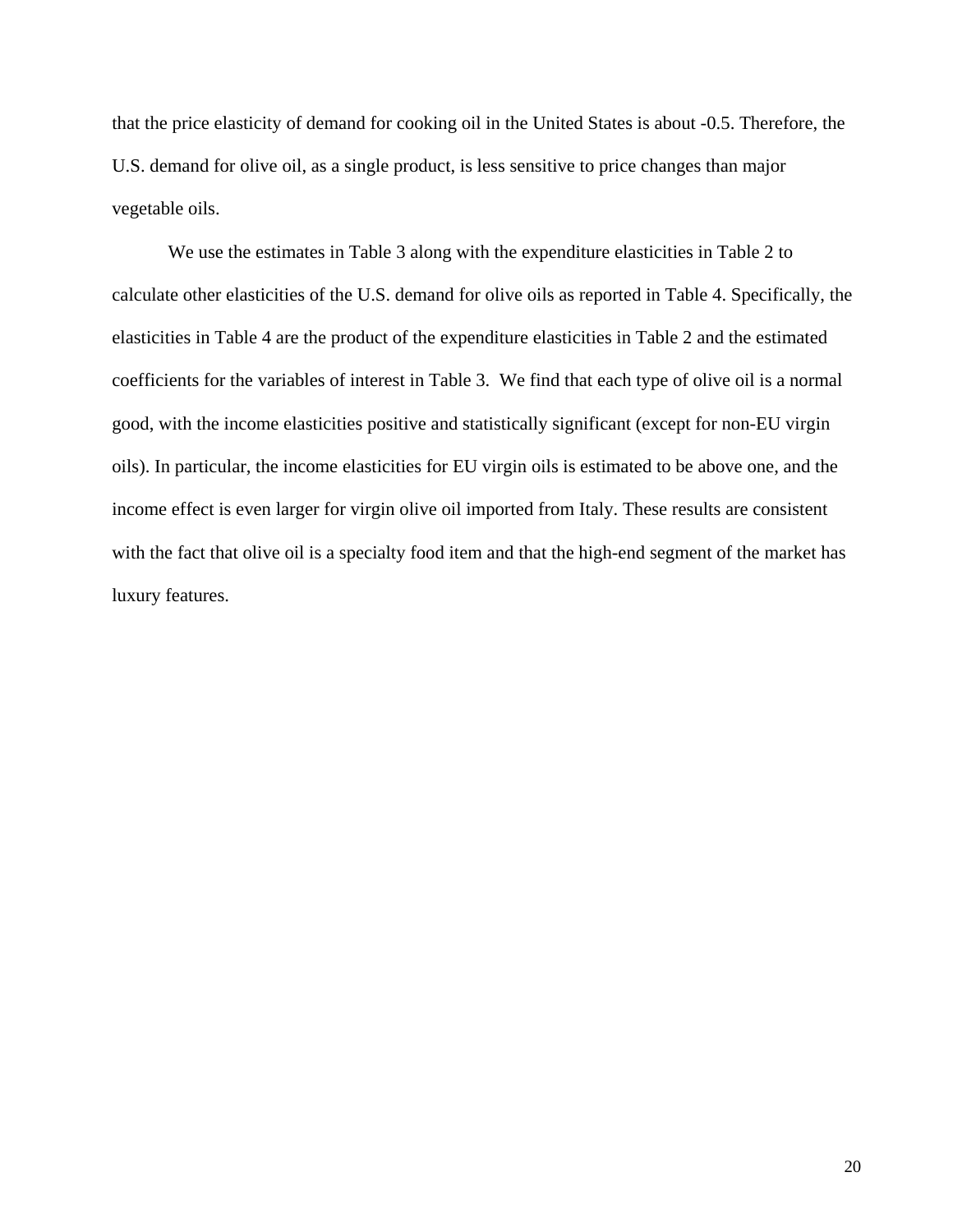that the price elasticity of demand for cooking oil in the United States is about -0.5. Therefore, the U.S. demand for olive oil, as a single product, is less sensitive to price changes than major vegetable oils.

We use the estimates in Table 3 along with the expenditure elasticities in Table 2 to calculate other elasticities of the U.S. demand for olive oils as reported in Table 4. Specifically, the elasticities in Table 4 are the product of the expenditure elasticities in Table 2 and the estimated coefficients for the variables of interest in Table 3. We find that each type of olive oil is a normal good, with the income elasticities positive and statistically significant (except for non-EU virgin oils). In particular, the income elasticities for EU virgin oils is estimated to be above one, and the income effect is even larger for virgin olive oil imported from Italy. These results are consistent with the fact that olive oil is a specialty food item and that the high-end segment of the market has luxury features.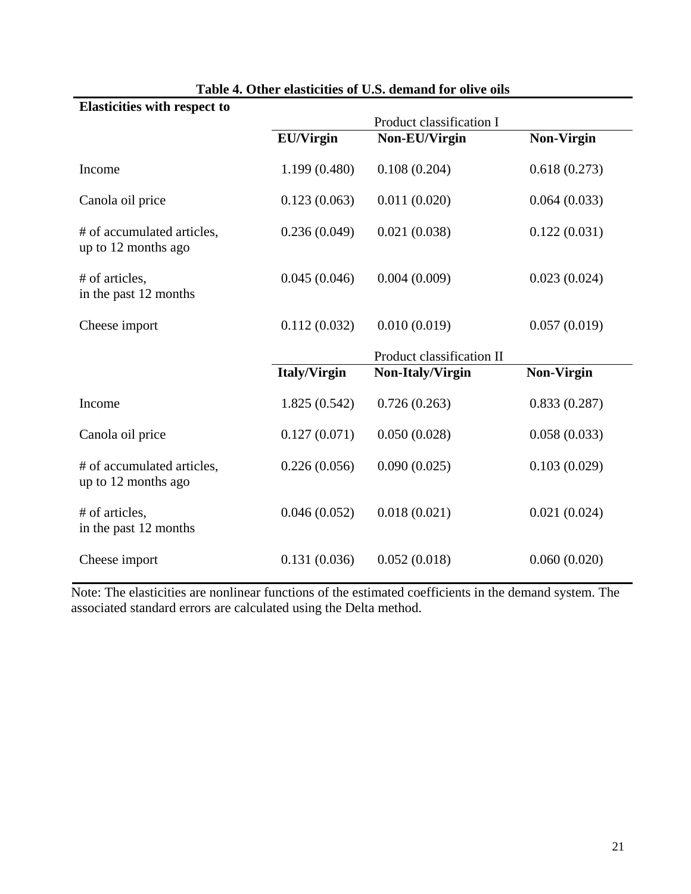**Table 4. Other elasticities of U.S. demand for olive oils**

| Elasticities with respect to | | | |
|---|---|---|---|
| | Product classification I | | |
| | **EU/Virgin** | **Non-EU/Virgin** | **Non-Virgin** |
| Income | 1.199 (0.480) | 0.108 (0.204) | 0.618 (0.273) |
| Canola oil price | 0.123 (0.063) | 0.011 (0.020) | 0.064 (0.033) |
| # of accumulated articles, up to 12 months ago | 0.236 (0.049) | 0.021 (0.038) | 0.122 (0.031) |
| # of articles, in the past 12 months | 0.045 (0.046) | 0.004 (0.009) | 0.023 (0.024) |
| Cheese import | 0.112 (0.032) | 0.010 (0.019) | 0.057 (0.019) |
| | Product classification II | | |
| | **Italy/Virgin** | **Non-Italy/Virgin** | **Non-Virgin** |
| Income | 1.825 (0.542) | 0.726 (0.263) | 0.833 (0.287) |
| Canola oil price | 0.127 (0.071) | 0.050 (0.028) | 0.058 (0.033) |
| # of accumulated articles, up to 12 months ago | 0.226 (0.056) | 0.090 (0.025) | 0.103 (0.029) |
| # of articles, in the past 12 months | 0.046 (0.052) | 0.018 (0.021) | 0.021 (0.024) |
| Cheese import | 0.131 (0.036) | 0.052 (0.018) | 0.060 (0.020) |

Note: The elasticities are nonlinear functions of the estimated coefficients in the demand system. The associated standard errors are calculated using the Delta method.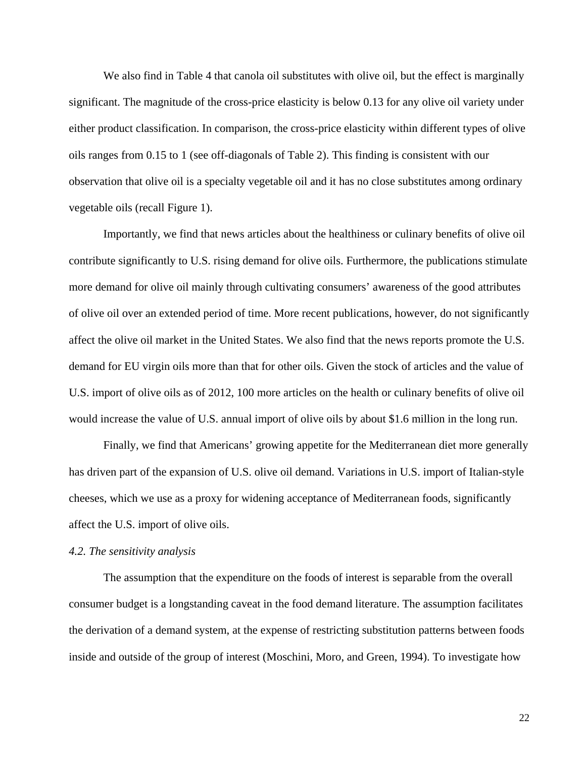We also find in Table 4 that canola oil substitutes with olive oil, but the effect is marginally significant. The magnitude of the cross-price elasticity is below 0.13 for any olive oil variety under either product classification. In comparison, the cross-price elasticity within different types of olive oils ranges from 0.15 to 1 (see off-diagonals of Table 2). This finding is consistent with our observation that olive oil is a specialty vegetable oil and it has no close substitutes among ordinary vegetable oils (recall Figure 1).

Importantly, we find that news articles about the healthiness or culinary benefits of olive oil contribute significantly to U.S. rising demand for olive oils. Furthermore, the publications stimulate more demand for olive oil mainly through cultivating consumers' awareness of the good attributes of olive oil over an extended period of time. More recent publications, however, do not significantly affect the olive oil market in the United States. We also find that the news reports promote the U.S. demand for EU virgin oils more than that for other oils. Given the stock of articles and the value of U.S. import of olive oils as of 2012, 100 more articles on the health or culinary benefits of olive oil would increase the value of U.S. annual import of olive oils by about $1.6 million in the long run.

Finally, we find that Americans' growing appetite for the Mediterranean diet more generally has driven part of the expansion of U.S. olive oil demand. Variations in U.S. import of Italian-style cheeses, which we use as a proxy for widening acceptance of Mediterranean foods, significantly affect the U.S. import of olive oils.

### *4.2. The sensitivity analysis*

The assumption that the expenditure on the foods of interest is separable from the overall consumer budget is a longstanding caveat in the food demand literature. The assumption facilitates the derivation of a demand system, at the expense of restricting substitution patterns between foods inside and outside of the group of interest (Moschini, Moro, and Green, 1994). To investigate how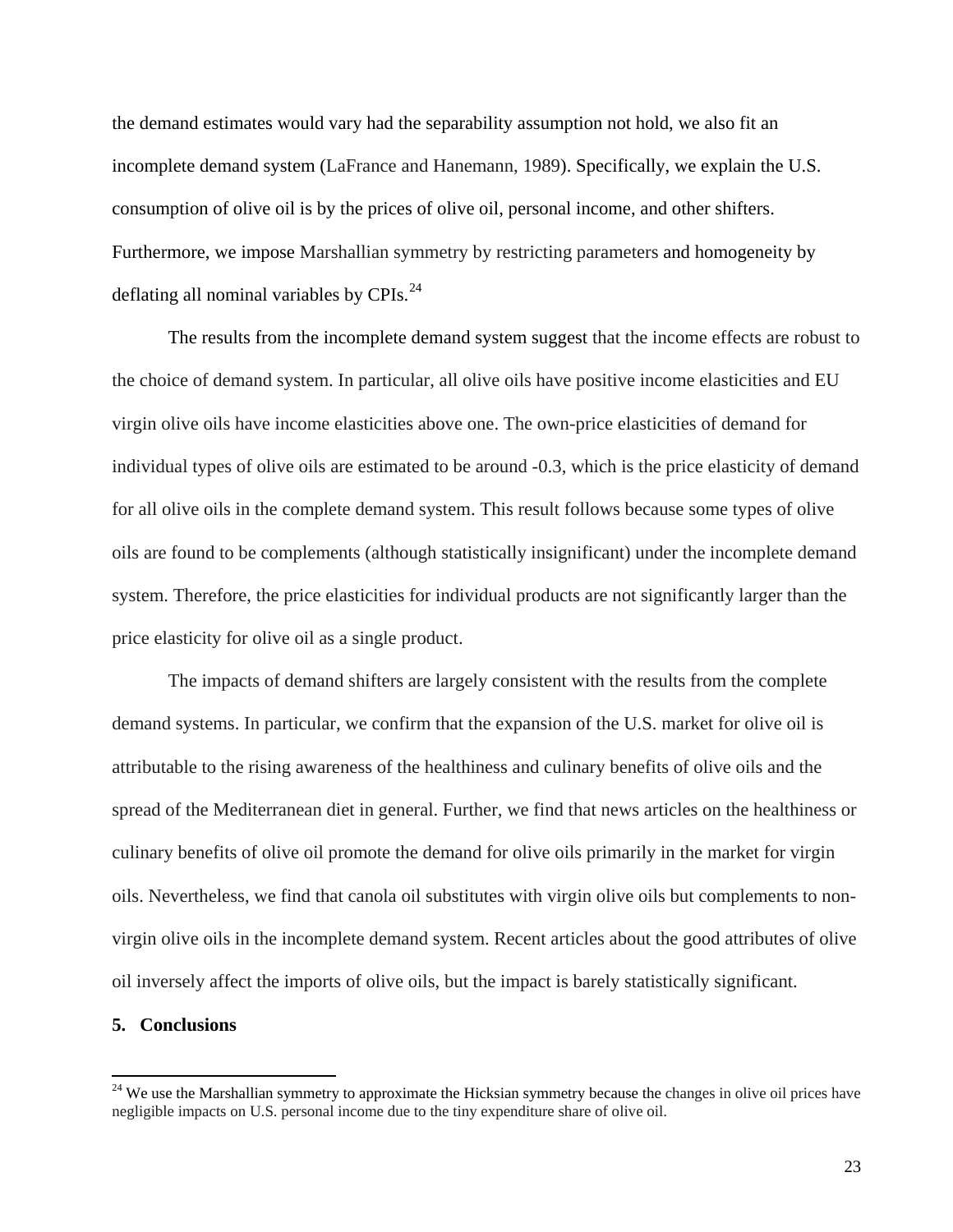the demand estimates would vary had the separability assumption not hold, we also fit an incomplete demand system (LaFrance and Hanemann, 1989). Specifically, we explain the U.S. consumption of olive oil is by the prices of olive oil, personal income, and other shifters. Furthermore, we impose Marshallian symmetry by restricting parameters and homogeneity by deflating all nominal variables by CPIs.[24]

The results from the incomplete demand system suggest that the income effects are robust to the choice of demand system. In particular, all olive oils have positive income elasticities and EU virgin olive oils have income elasticities above one. The own-price elasticities of demand for individual types of olive oils are estimated to be around -0.3, which is the price elasticity of demand for all olive oils in the complete demand system. This result follows because some types of olive oils are found to be complements (although statistically insignificant) under the incomplete demand system. Therefore, the price elasticities for individual products are not significantly larger than the price elasticity for olive oil as a single product.

The impacts of demand shifters are largely consistent with the results from the complete demand systems. In particular, we confirm that the expansion of the U.S. market for olive oil is attributable to the rising awareness of the healthiness and culinary benefits of olive oils and the spread of the Mediterranean diet in general. Further, we find that news articles on the healthiness or culinary benefits of olive oil promote the demand for olive oils primarily in the market for virgin oils. Nevertheless, we find that canola oil substitutes with virgin olive oils but complements to non-virgin olive oils in the incomplete demand system. Recent articles about the good attributes of olive oil inversely affect the imports of olive oils, but the impact is barely statistically significant.

## 5. Conclusions

---

[24] We use the Marshallian symmetry to approximate the Hicksian symmetry because the changes in olive oil prices have negligible impacts on U.S. personal income due to the tiny expenditure share of olive oil.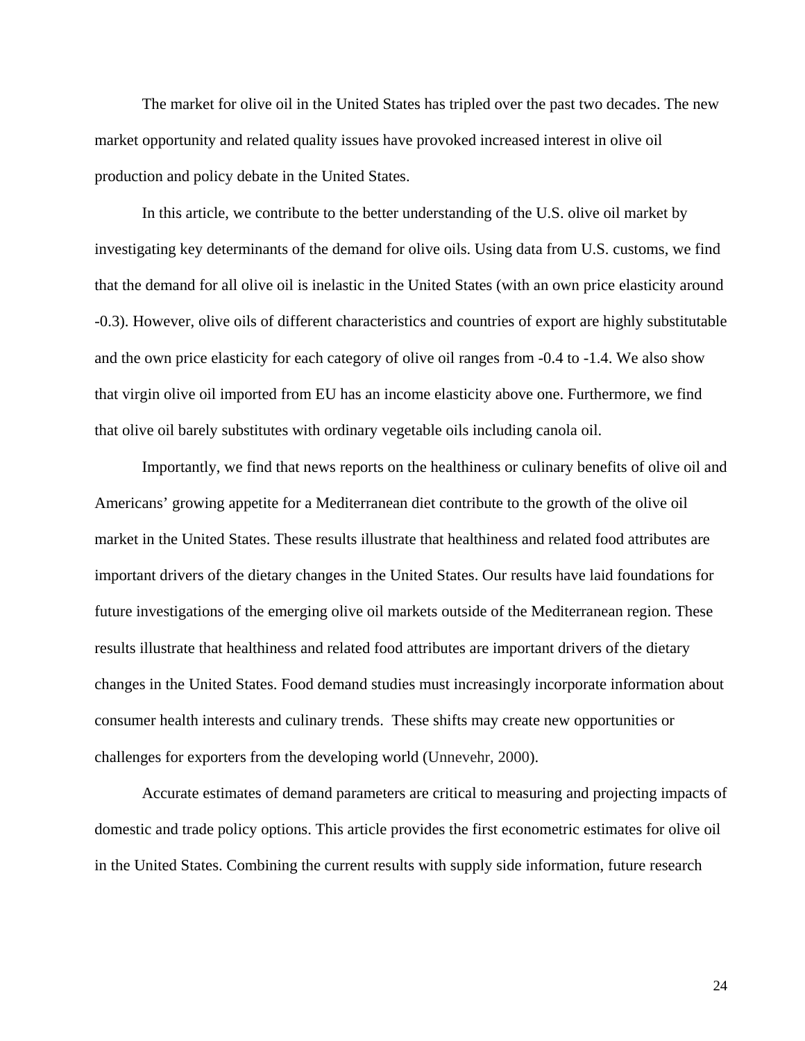The market for olive oil in the United States has tripled over the past two decades. The new market opportunity and related quality issues have provoked increased interest in olive oil production and policy debate in the United States.

In this article, we contribute to the better understanding of the U.S. olive oil market by investigating key determinants of the demand for olive oils. Using data from U.S. customs, we find that the demand for all olive oil is inelastic in the United States (with an own price elasticity around -0.3). However, olive oils of different characteristics and countries of export are highly substitutable and the own price elasticity for each category of olive oil ranges from -0.4 to -1.4. We also show that virgin olive oil imported from EU has an income elasticity above one. Furthermore, we find that olive oil barely substitutes with ordinary vegetable oils including canola oil.

Importantly, we find that news reports on the healthiness or culinary benefits of olive oil and Americans' growing appetite for a Mediterranean diet contribute to the growth of the olive oil market in the United States. These results illustrate that healthiness and related food attributes are important drivers of the dietary changes in the United States. Our results have laid foundations for future investigations of the emerging olive oil markets outside of the Mediterranean region. These results illustrate that healthiness and related food attributes are important drivers of the dietary changes in the United States. Food demand studies must increasingly incorporate information about consumer health interests and culinary trends. These shifts may create new opportunities or challenges for exporters from the developing world (Unnevehr, 2000).

Accurate estimates of demand parameters are critical to measuring and projecting impacts of domestic and trade policy options. This article provides the first econometric estimates for olive oil in the United States. Combining the current results with supply side information, future research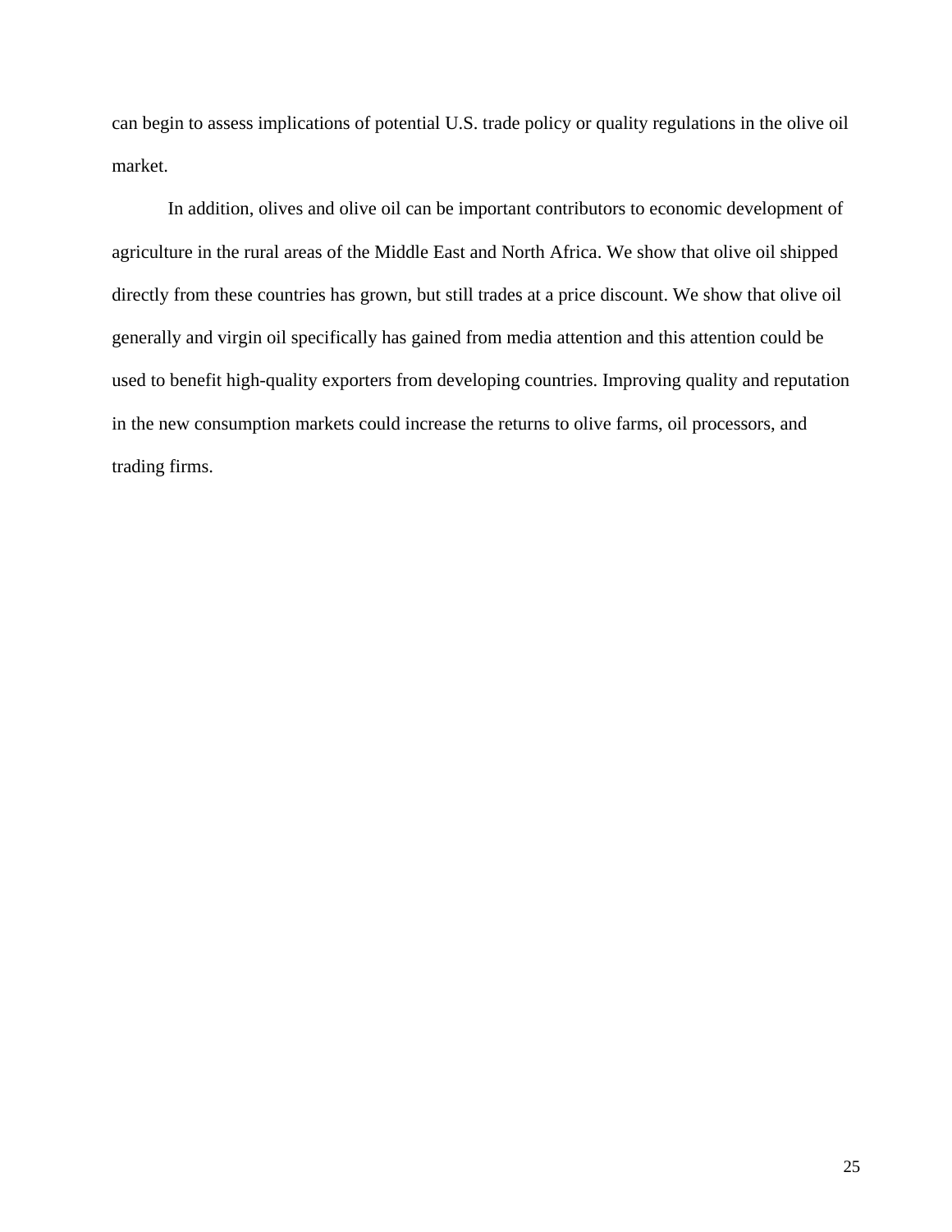can begin to assess implications of potential U.S. trade policy or quality regulations in the olive oil market.

In addition, olives and olive oil can be important contributors to economic development of agriculture in the rural areas of the Middle East and North Africa. We show that olive oil shipped directly from these countries has grown, but still trades at a price discount. We show that olive oil generally and virgin oil specifically has gained from media attention and this attention could be used to benefit high-quality exporters from developing countries. Improving quality and reputation in the new consumption markets could increase the returns to olive farms, oil processors, and trading firms.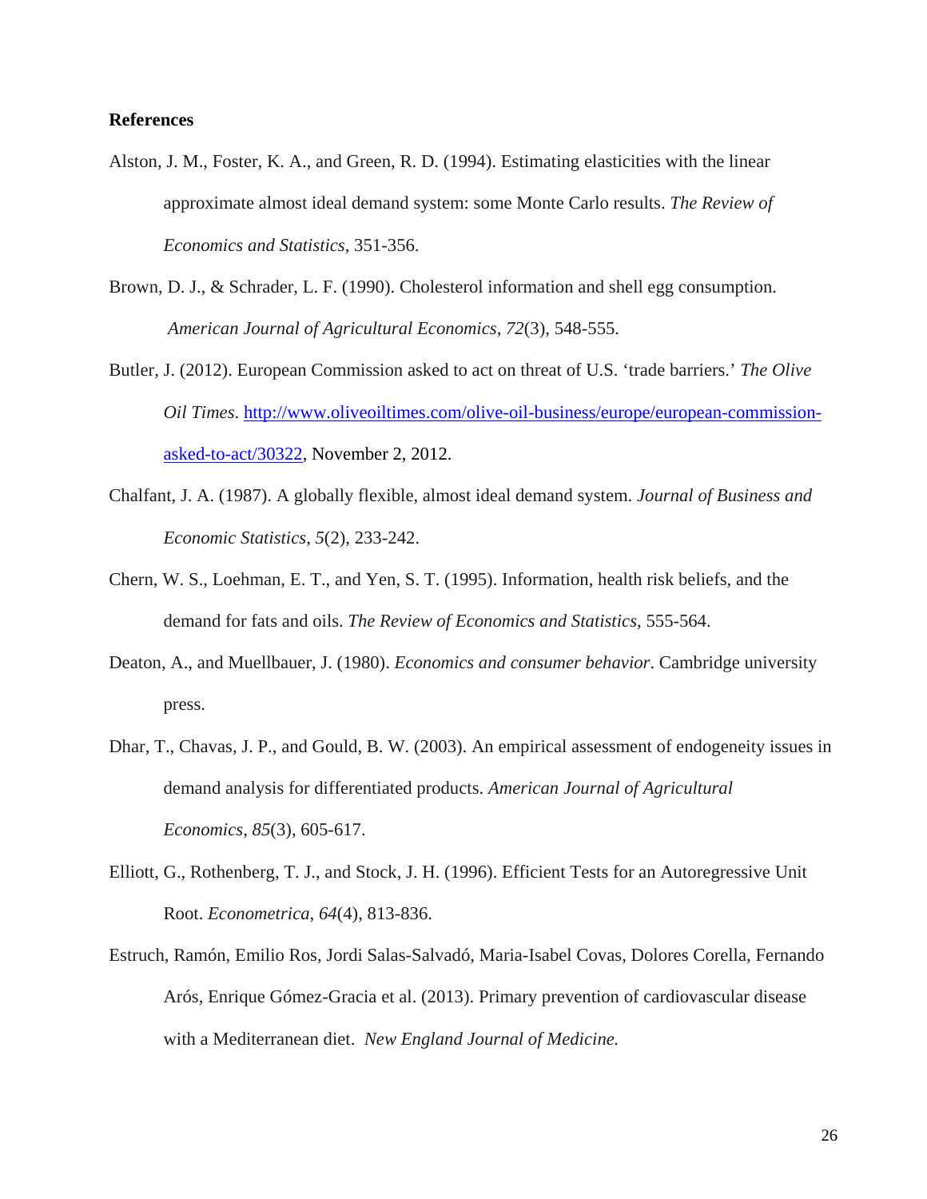**References**

Alston, J. M., Foster, K. A., and Green, R. D. (1994). Estimating elasticities with the linear approximate almost ideal demand system: some Monte Carlo results. *The Review of Economics and Statistics*, 351-356.

Brown, D. J., & Schrader, L. F. (1990). Cholesterol information and shell egg consumption. *American Journal of Agricultural Economics*, *72*(3), 548-555.

Butler, J. (2012). European Commission asked to act on threat of U.S. 'trade barriers.' *The Olive Oil Times*. http://www.oliveoiltimes.com/olive-oil-business/europe/european-commission-asked-to-act/30322, November 2, 2012.

Chalfant, J. A. (1987). A globally flexible, almost ideal demand system. *Journal of Business and Economic Statistics*, *5*(2), 233-242.

Chern, W. S., Loehman, E. T., and Yen, S. T. (1995). Information, health risk beliefs, and the demand for fats and oils. *The Review of Economics and Statistics*, 555-564.

Deaton, A., and Muellbauer, J. (1980). *Economics and consumer behavior*. Cambridge university press.

Dhar, T., Chavas, J. P., and Gould, B. W. (2003). An empirical assessment of endogeneity issues in demand analysis for differentiated products. *American Journal of Agricultural Economics*, *85*(3), 605-617.

Elliott, G., Rothenberg, T. J., and Stock, J. H. (1996). Efficient Tests for an Autoregressive Unit Root. *Econometrica*, *64*(4), 813-836.

Estruch, Ramón, Emilio Ros, Jordi Salas-Salvadó, Maria-Isabel Covas, Dolores Corella, Fernando Arós, Enrique Gómez-Gracia et al. (2013). Primary prevention of cardiovascular disease with a Mediterranean diet. *New England Journal of Medicine.*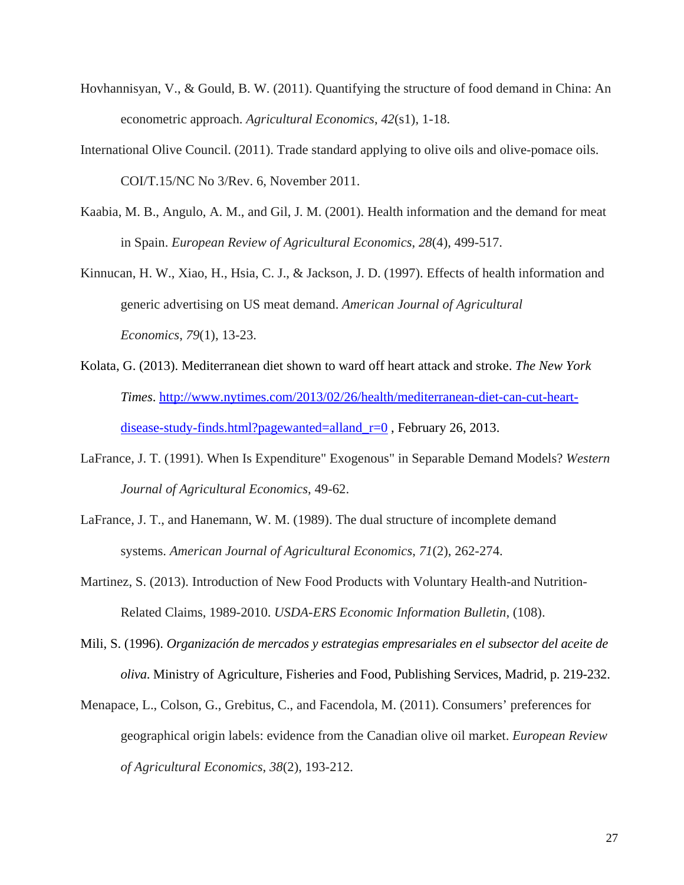Hovhannisyan, V., & Gould, B. W. (2011). Quantifying the structure of food demand in China: An econometric approach. *Agricultural Economics*, *42*(s1), 1-18.

International Olive Council. (2011). Trade standard applying to olive oils and olive-pomace oils. COI/T.15/NC No 3/Rev. 6, November 2011.

Kaabia, M. B., Angulo, A. M., and Gil, J. M. (2001). Health information and the demand for meat in Spain. *European Review of Agricultural Economics*, *28*(4), 499-517.

Kinnucan, H. W., Xiao, H., Hsia, C. J., & Jackson, J. D. (1997). Effects of health information and generic advertising on US meat demand. *American Journal of Agricultural Economics*, *79*(1), 13-23.

Kolata, G. (2013). Mediterranean diet shown to ward off heart attack and stroke. *The New York Times*. http://www.nytimes.com/2013/02/26/health/mediterranean-diet-can-cut-heart-disease-study-finds.html?pagewanted=alland_r=0 , February 26, 2013.

LaFrance, J. T. (1991). When Is Expenditure" Exogenous" in Separable Demand Models? *Western Journal of Agricultural Economics*, 49-62.

LaFrance, J. T., and Hanemann, W. M. (1989). The dual structure of incomplete demand systems. *American Journal of Agricultural Economics*, *71*(2), 262-274.

Martinez, S. (2013). Introduction of New Food Products with Voluntary Health-and Nutrition-Related Claims, 1989-2010. *USDA-ERS Economic Information Bulletin*, (108).

Mili, S. (1996). *Organización de mercados y estrategias empresariales en el subsector del aceite de oliva.* Ministry of Agriculture, Fisheries and Food, Publishing Services, Madrid, p. 219-232.

Menapace, L., Colson, G., Grebitus, C., and Facendola, M. (2011). Consumers' preferences for geographical origin labels: evidence from the Canadian olive oil market. *European Review of Agricultural Economics*, *38*(2), 193-212.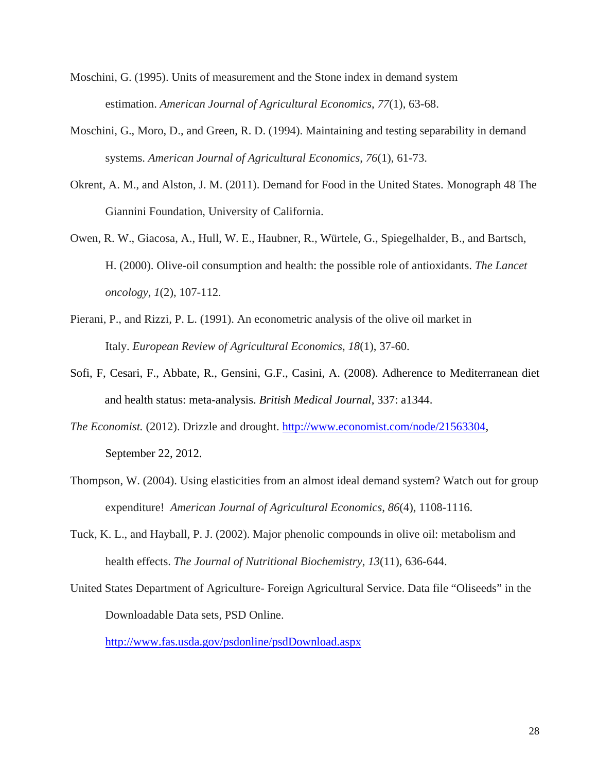Moschini, G. (1995). Units of measurement and the Stone index in demand system estimation. *American Journal of Agricultural Economics*, *77*(1), 63-68.

Moschini, G., Moro, D., and Green, R. D. (1994). Maintaining and testing separability in demand systems. *American Journal of Agricultural Economics*, *76*(1), 61-73.

Okrent, A. M., and Alston, J. M. (2011). Demand for Food in the United States. Monograph 48 The Giannini Foundation, University of California.

Owen, R. W., Giacosa, A., Hull, W. E., Haubner, R., Würtele, G., Spiegelhalder, B., and Bartsch, H. (2000). Olive-oil consumption and health: the possible role of antioxidants. *The Lancet oncology*, *1*(2), 107-112.

Pierani, P., and Rizzi, P. L. (1991). An econometric analysis of the olive oil market in Italy. *European Review of Agricultural Economics*, *18*(1), 37-60.

Sofi, F, Cesari, F., Abbate, R., Gensini, G.F., Casini, A. (2008). Adherence to Mediterranean diet and health status: meta-analysis. *British Medical Journal*, 337: a1344.

*The Economist.* (2012). Drizzle and drought. http://www.economist.com/node/21563304, September 22, 2012.

Thompson, W. (2004). Using elasticities from an almost ideal demand system? Watch out for group expenditure! *American Journal of Agricultural Economics*, *86*(4), 1108-1116.

Tuck, K. L., and Hayball, P. J. (2002). Major phenolic compounds in olive oil: metabolism and health effects. *The Journal of Nutritional Biochemistry*, *13*(11), 636-644.

United States Department of Agriculture- Foreign Agricultural Service. Data file "Oliseeds" in the Downloadable Data sets, PSD Online. http://www.fas.usda.gov/psdonline/psdDownload.aspx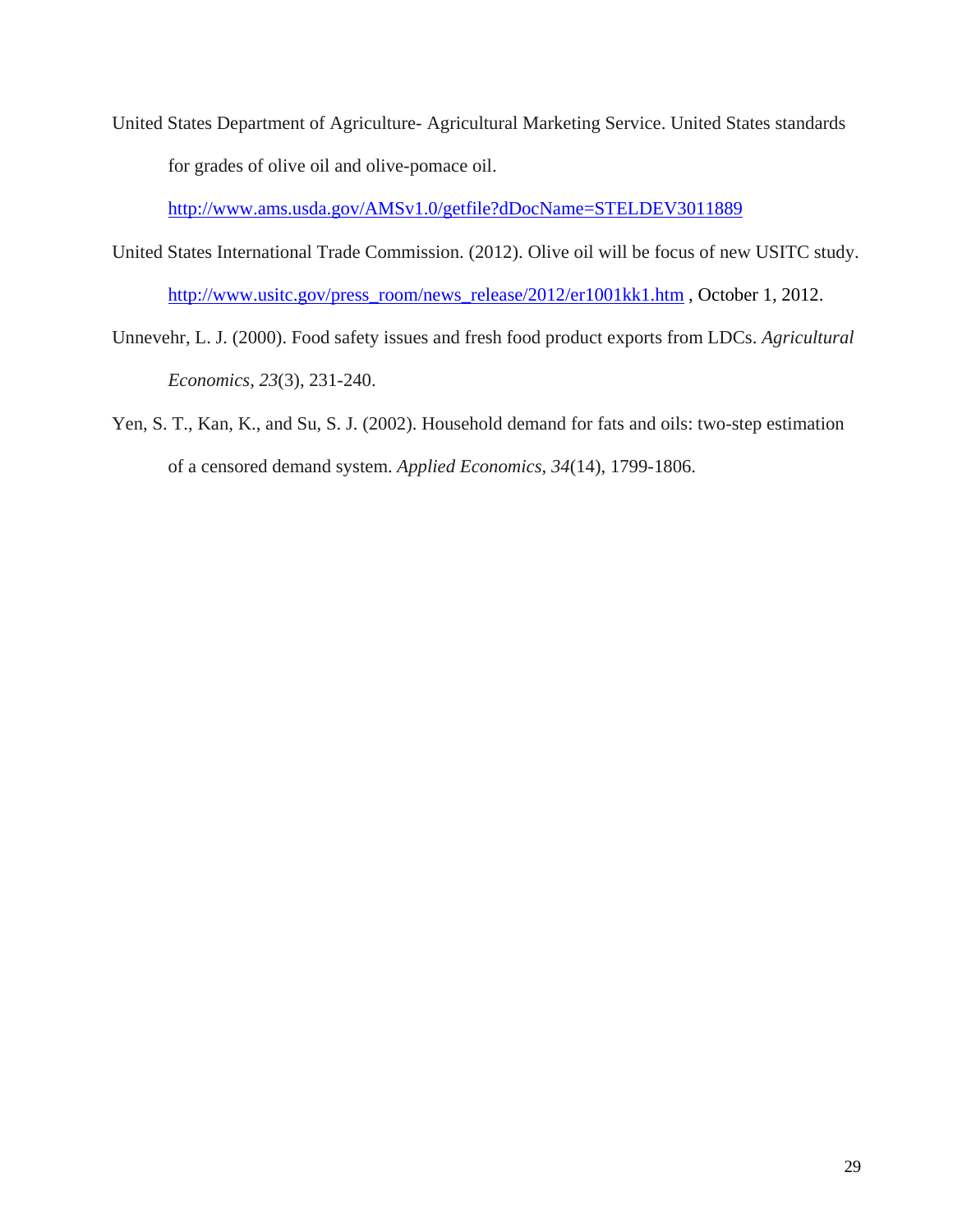United States Department of Agriculture- Agricultural Marketing Service. United States standards for grades of olive oil and olive-pomace oil. http://www.ams.usda.gov/AMSv1.0/getfile?dDocName=STELDEV3011889

United States International Trade Commission. (2012). Olive oil will be focus of new USITC study. http://www.usitc.gov/press_room/news_release/2012/er1001kk1.htm , October 1, 2012.

Unnevehr, L. J. (2000). Food safety issues and fresh food product exports from LDCs. *Agricultural Economics*, *23*(3), 231-240.

Yen, S. T., Kan, K., and Su, S. J. (2002). Household demand for fats and oils: two-step estimation of a censored demand system. *Applied Economics*, *34*(14), 1799-1806.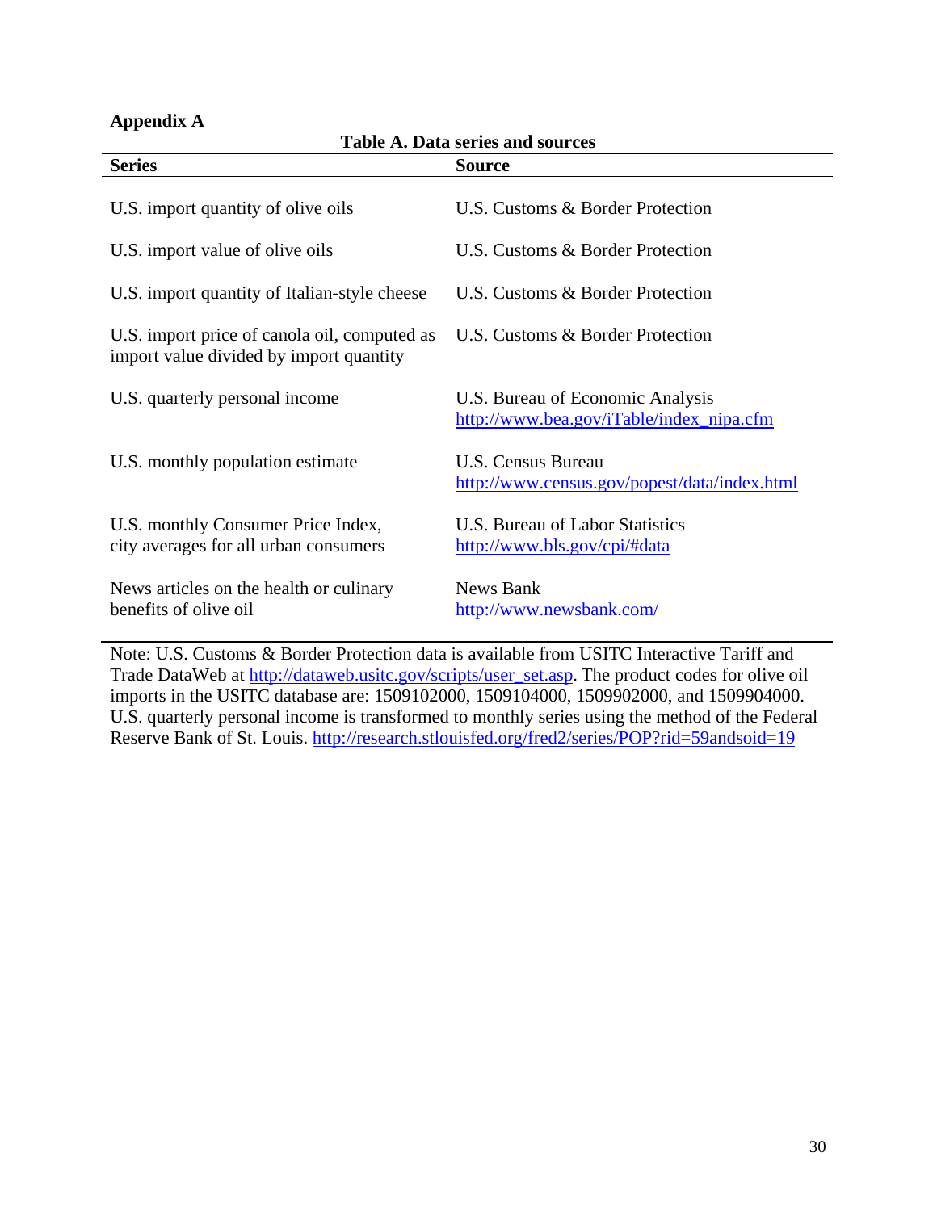**Appendix A**

**Table A. Data series and sources**

| Series | Source |
|---|---|
| U.S. import quantity of olive oils | U.S. Customs & Border Protection |
| U.S. import value of olive oils | U.S. Customs & Border Protection |
| U.S. import quantity of Italian-style cheese | U.S. Customs & Border Protection |
| U.S. import price of canola oil, computed as import value divided by import quantity | U.S. Customs & Border Protection |
| U.S. quarterly personal income | U.S. Bureau of Economic Analysis http://www.bea.gov/iTable/index_nipa.cfm |
| U.S. monthly population estimate | U.S. Census Bureau http://www.census.gov/popest/data/index.html |
| U.S. monthly Consumer Price Index, city averages for all urban consumers | U.S. Bureau of Labor Statistics http://www.bls.gov/cpi/#data |
| News articles on the health or culinary benefits of olive oil | News Bank http://www.newsbank.com/ |

Note: U.S. Customs & Border Protection data is available from USITC Interactive Tariff and Trade DataWeb at http://dataweb.usitc.gov/scripts/user_set.asp. The product codes for olive oil imports in the USITC database are: 1509102000, 1509104000, 1509902000, and 1509904000. U.S. quarterly personal income is transformed to monthly series using the method of the Federal Reserve Bank of St. Louis. http://research.stlouisfed.org/fred2/series/POP?rid=59andsoid=19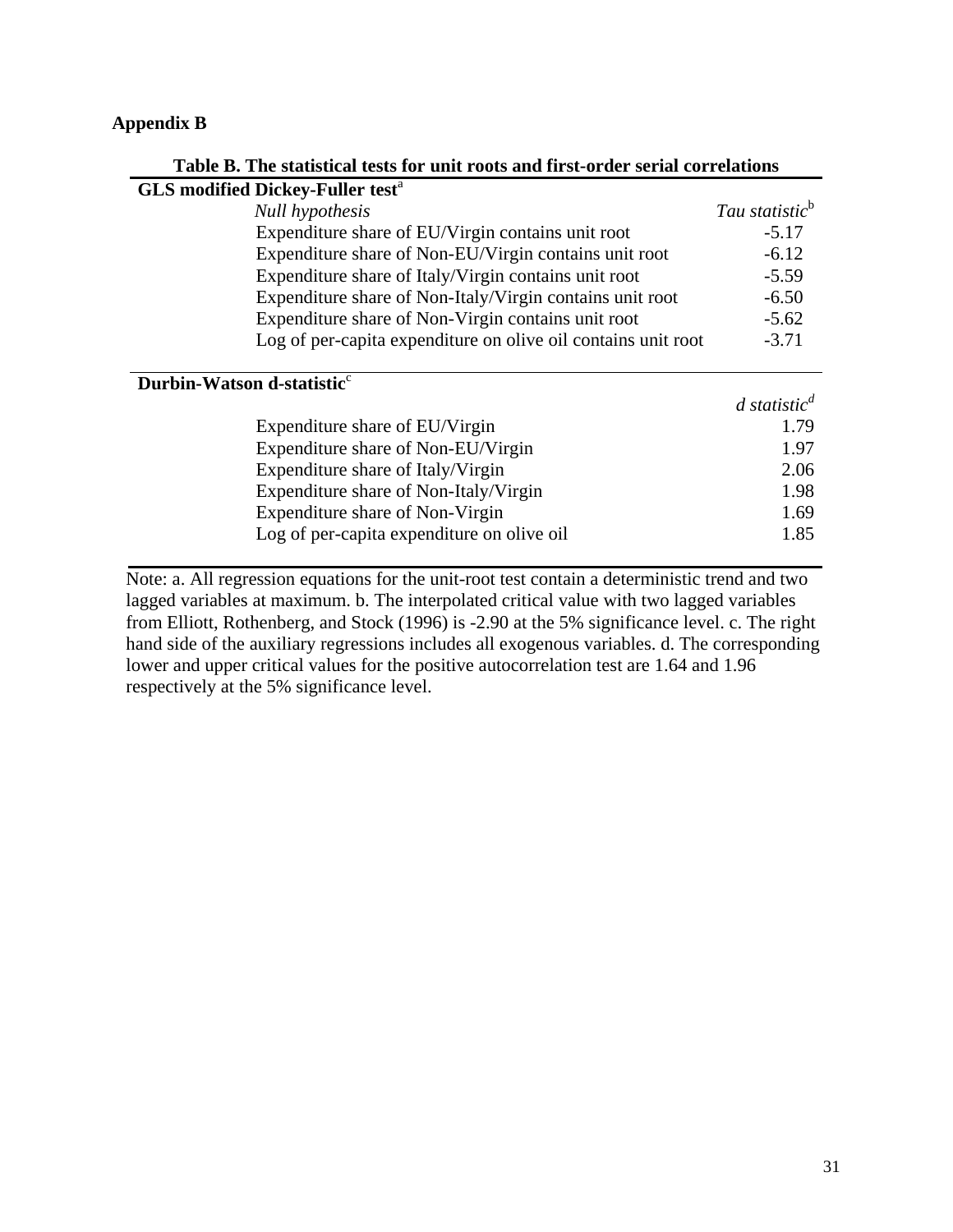**Appendix B**

**Table B. The statistical tests for unit roots and first-order serial correlations**

| **GLS modified Dickey-Fuller test**[a] | |
|---|---|
| *Null hypothesis* | *Tau statistic*[b] |
| Expenditure share of EU/Virgin contains unit root | -5.17 |
| Expenditure share of Non-EU/Virgin contains unit root | -6.12 |
| Expenditure share of Italy/Virgin contains unit root | -5.59 |
| Expenditure share of Non-Italy/Virgin contains unit root | -6.50 |
| Expenditure share of Non-Virgin contains unit root | -5.62 |
| Log of per-capita expenditure on olive oil contains unit root | -3.71 |
| **Durbin-Watson d-statistic**[c] | |
| | *d statistic*[d] |
| Expenditure share of EU/Virgin | 1.79 |
| Expenditure share of Non-EU/Virgin | 1.97 |
| Expenditure share of Italy/Virgin | 2.06 |
| Expenditure share of Non-Italy/Virgin | 1.98 |
| Expenditure share of Non-Virgin | 1.69 |
| Log of per-capita expenditure on olive oil | 1.85 |

Note: a. All regression equations for the unit-root test contain a deterministic trend and two lagged variables at maximum. b. The interpolated critical value with two lagged variables from Elliott, Rothenberg, and Stock (1996) is -2.90 at the 5% significance level. c. The right hand side of the auxiliary regressions includes all exogenous variables. d. The corresponding lower and upper critical values for the positive autocorrelation test are 1.64 and 1.96 respectively at the 5% significance level.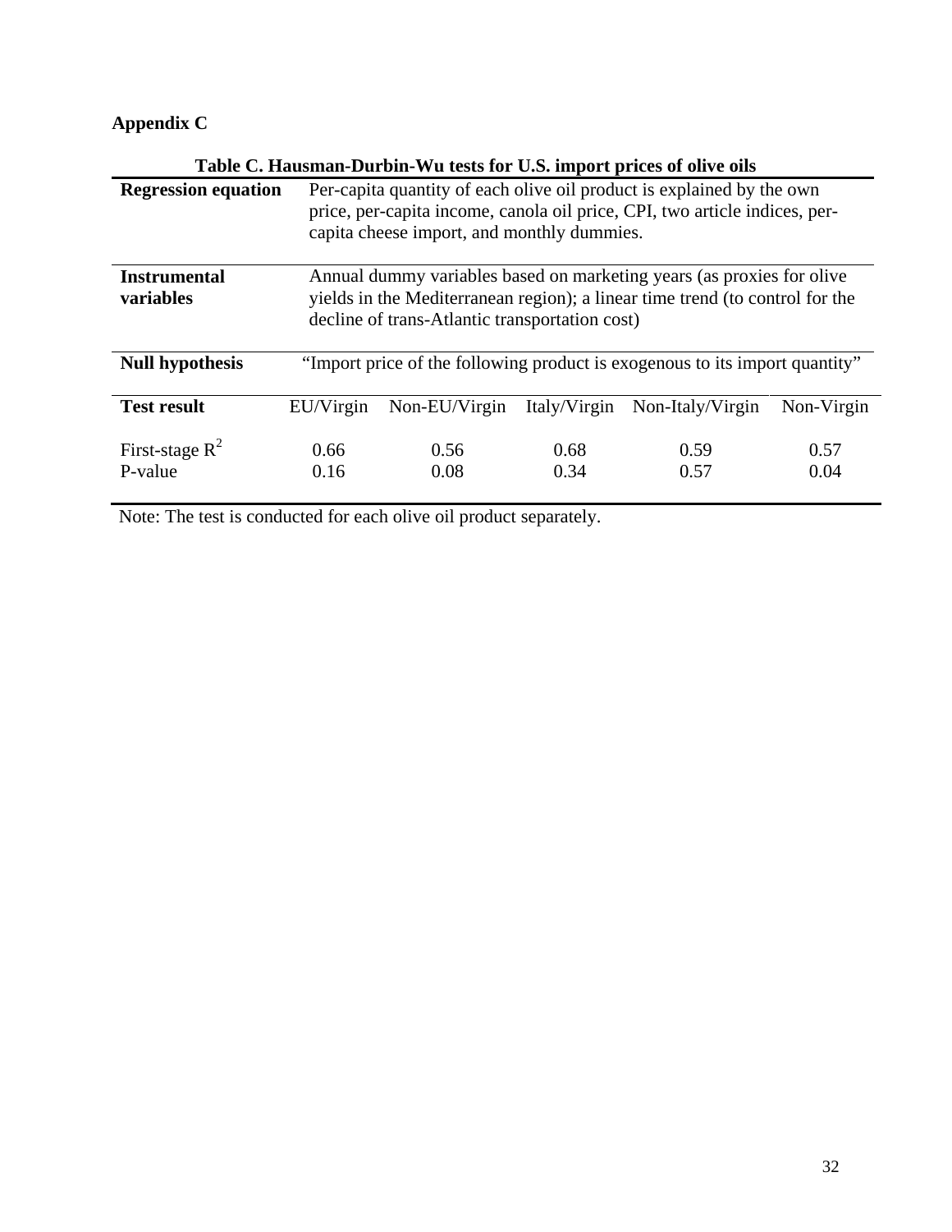## Appendix C

**Table C. Hausman-Durbin-Wu tests for U.S. import prices of olive oils**

| **Regression equation** | Per-capita quantity of each olive oil product is explained by the own price, per-capita income, canola oil price, CPI, two article indices, per-capita cheese import, and monthly dummies. | | | | |
|---|---|---|---|---|---|
| **Instrumental variables** | Annual dummy variables based on marketing years (as proxies for olive yields in the Mediterranean region); a linear time trend (to control for the decline of trans-Atlantic transportation cost) | | | | |
| **Null hypothesis** | "Import price of the following product is exogenous to its import quantity" | | | | |
| **Test result** | EU/Virgin | Non-EU/Virgin | Italy/Virgin | Non-Italy/Virgin | Non-Virgin |
| First-stage $R^2$ | 0.66 | 0.56 | 0.68 | 0.59 | 0.57 |
| P-value | 0.16 | 0.08 | 0.34 | 0.57 | 0.04 |

Note: The test is conducted for each olive oil product separately.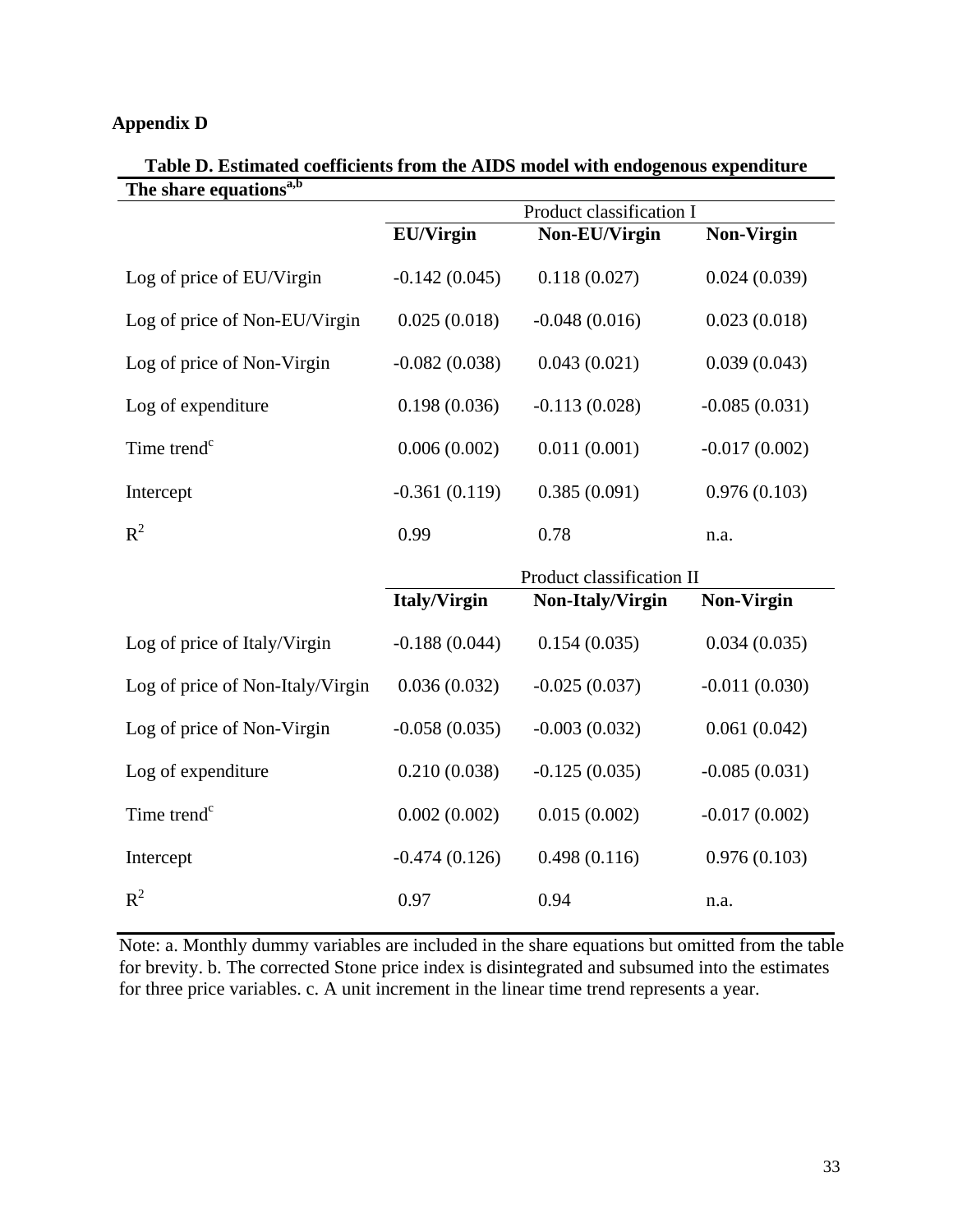**Appendix D**

**Table D. Estimated coefficients from the AIDS model with endogenous expenditure**

**The share equations**[a,b]

| | Product classification I | | |
|---|---|---|---|
| | **EU/Virgin** | **Non-EU/Virgin** | **Non-Virgin** |
| Log of price of EU/Virgin | -0.142 (0.045) | 0.118 (0.027) | 0.024 (0.039) |
| Log of price of Non-EU/Virgin | 0.025 (0.018) | -0.048 (0.016) | 0.023 (0.018) |
| Log of price of Non-Virgin | -0.082 (0.038) | 0.043 (0.021) | 0.039 (0.043) |
| Log of expenditure | 0.198 (0.036) | -0.113 (0.028) | -0.085 (0.031) |
| Time trend[c] | 0.006 (0.002) | 0.011 (0.001) | -0.017 (0.002) |
| Intercept | -0.361 (0.119) | 0.385 (0.091) | 0.976 (0.103) |
| $R^2$ | 0.99 | 0.78 | n.a. |
| | Product classification II | | |
| | **Italy/Virgin** | **Non-Italy/Virgin** | **Non-Virgin** |
| Log of price of Italy/Virgin | -0.188 (0.044) | 0.154 (0.035) | 0.034 (0.035) |
| Log of price of Non-Italy/Virgin | 0.036 (0.032) | -0.025 (0.037) | -0.011 (0.030) |
| Log of price of Non-Virgin | -0.058 (0.035) | -0.003 (0.032) | 0.061 (0.042) |
| Log of expenditure | 0.210 (0.038) | -0.125 (0.035) | -0.085 (0.031) |
| Time trend[c] | 0.002 (0.002) | 0.015 (0.002) | -0.017 (0.002) |
| Intercept | -0.474 (0.126) | 0.498 (0.116) | 0.976 (0.103) |
| $R^2$ | 0.97 | 0.94 | n.a. |

Note: a. Monthly dummy variables are included in the share equations but omitted from the table for brevity. b. The corrected Stone price index is disintegrated and subsumed into the estimates for three price variables. c. A unit increment in the linear time trend represents a year.